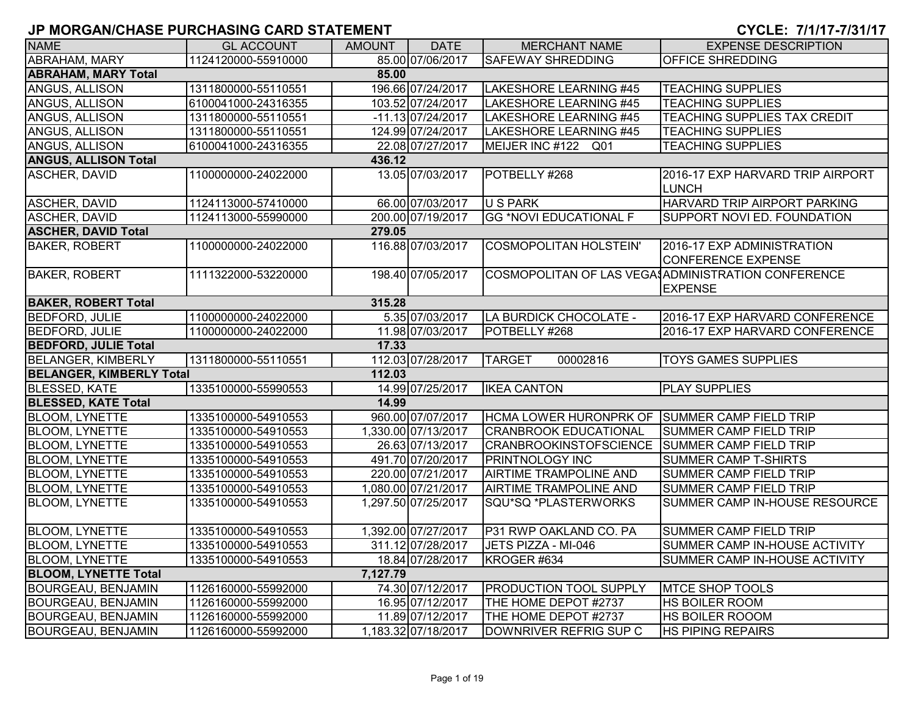# JP MORGAN/CHASE PURCHASING CARD STATEMENT

**CYCLE: 7/1/17-7/31/17**

| NAME | GL ACCOUNT | AMOUNT | DATE | MERCHANT NAME | EXPENSE DESCRIPTION |
|---|---|---|---|---|---|
| ABRAHAM, MARY | 1124120000-55910000 | 85.00 | 07/06/2017 | SAFEWAY SHREDDING | OFFICE SHREDDING |
| **ABRAHAM, MARY Total** | | **85.00** | | | |
| ANGUS, ALLISON | 1311800000-55110551 | 196.66 | 07/24/2017 | LAKESHORE LEARNING #45 | TEACHING SUPPLIES |
| ANGUS, ALLISON | 6100041000-24316355 | 103.52 | 07/24/2017 | LAKESHORE LEARNING #45 | TEACHING SUPPLIES |
| ANGUS, ALLISON | 1311800000-55110551 | -11.13 | 07/24/2017 | LAKESHORE LEARNING #45 | TEACHING SUPPLIES TAX CREDIT |
| ANGUS, ALLISON | 1311800000-55110551 | 124.99 | 07/24/2017 | LAKESHORE LEARNING #45 | TEACHING SUPPLIES |
| ANGUS, ALLISON | 6100041000-24316355 | 22.08 | 07/27/2017 | MEIJER INC #122 Q01 | TEACHING SUPPLIES |
| **ANGUS, ALLISON Total** | | **436.12** | | | |
| ASCHER, DAVID | 1100000000-24022000 | 13.05 | 07/03/2017 | POTBELLY #268 | 2016-17 EXP HARVARD TRIP AIRPORT LUNCH |
| ASCHER, DAVID | 1124113000-57410000 | 66.00 | 07/03/2017 | U S PARK | HARVARD TRIP AIRPORT PARKING |
| ASCHER, DAVID | 1124113000-55990000 | 200.00 | 07/19/2017 | GG *NOVI EDUCATIONAL F | SUPPORT NOVI ED. FOUNDATION |
| **ASCHER, DAVID Total** | | **279.05** | | | |
| BAKER, ROBERT | 1100000000-24022000 | 116.88 | 07/03/2017 | COSMOPOLITAN HOLSTEIN' | 2016-17 EXP ADMINISTRATION CONFERENCE EXPENSE |
| BAKER, ROBERT | 1111322000-53220000 | 198.40 | 07/05/2017 | COSMOPOLITAN OF LAS VEGAS | ADMINISTRATION CONFERENCE EXPENSE |
| **BAKER, ROBERT Total** | | **315.28** | | | |
| BEDFORD, JULIE | 1100000000-24022000 | 5.35 | 07/03/2017 | LA BURDICK CHOCOLATE - | 2016-17 EXP HARVARD CONFERENCE |
| BEDFORD, JULIE | 1100000000-24022000 | 11.98 | 07/03/2017 | POTBELLY #268 | 2016-17 EXP HARVARD CONFERENCE |
| **BEDFORD, JULIE Total** | | **17.33** | | | |
| BELANGER, KIMBERLY | 1311800000-55110551 | 112.03 | 07/28/2017 | TARGET 00002816 | TOYS GAMES SUPPLIES |
| **BELANGER, KIMBERLY Total** | | **112.03** | | | |
| BLESSED, KATE | 1335100000-55990553 | 14.99 | 07/25/2017 | IKEA CANTON | PLAY SUPPLIES |
| **BLESSED, KATE Total** | | **14.99** | | | |
| BLOOM, LYNETTE | 1335100000-54910553 | 960.00 | 07/07/2017 | HCMA LOWER HURONPRK OF | SUMMER CAMP FIELD TRIP |
| BLOOM, LYNETTE | 1335100000-54910553 | 1,330.00 | 07/13/2017 | CRANBROOK EDUCATIONAL | SUMMER CAMP FIELD TRIP |
| BLOOM, LYNETTE | 1335100000-54910553 | 26.63 | 07/13/2017 | CRANBROOKINSTOFSCIENCE | SUMMER CAMP FIELD TRIP |
| BLOOM, LYNETTE | 1335100000-54910553 | 491.70 | 07/20/2017 | PRINTNOLOGY INC | SUMMER CAMP T-SHIRTS |
| BLOOM, LYNETTE | 1335100000-54910553 | 220.00 | 07/21/2017 | AIRTIME TRAMPOLINE AND | SUMMER CAMP FIELD TRIP |
| BLOOM, LYNETTE | 1335100000-54910553 | 1,080.00 | 07/21/2017 | AIRTIME TRAMPOLINE AND | SUMMER CAMP FIELD TRIP |
| BLOOM, LYNETTE | 1335100000-54910553 | 1,297.50 | 07/25/2017 | SQU*SQ *PLASTERWORKS | SUMMER CAMP IN-HOUSE RESOURCE |
| BLOOM, LYNETTE | 1335100000-54910553 | 1,392.00 | 07/27/2017 | P31 RWP OAKLAND CO. PA | SUMMER CAMP FIELD TRIP |
| BLOOM, LYNETTE | 1335100000-54910553 | 311.12 | 07/28/2017 | JETS PIZZA - MI-046 | SUMMER CAMP IN-HOUSE ACTIVITY |
| BLOOM, LYNETTE | 1335100000-54910553 | 18.84 | 07/28/2017 | KROGER #634 | SUMMER CAMP IN-HOUSE ACTIVITY |
| **BLOOM, LYNETTE Total** | | **7,127.79** | | | |
| BOURGEAU, BENJAMIN | 1126160000-55992000 | 74.30 | 07/12/2017 | PRODUCTION TOOL SUPPLY | MTCE SHOP TOOLS |
| BOURGEAU, BENJAMIN | 1126160000-55992000 | 16.95 | 07/12/2017 | THE HOME DEPOT #2737 | HS BOILER ROOM |
| BOURGEAU, BENJAMIN | 1126160000-55992000 | 11.89 | 07/12/2017 | THE HOME DEPOT #2737 | HS BOILER ROOOM |
| BOURGEAU, BENJAMIN | 1126160000-55992000 | 1,183.32 | 07/18/2017 | DOWNRIVER REFRIG SUP C | HS PIPING REPAIRS |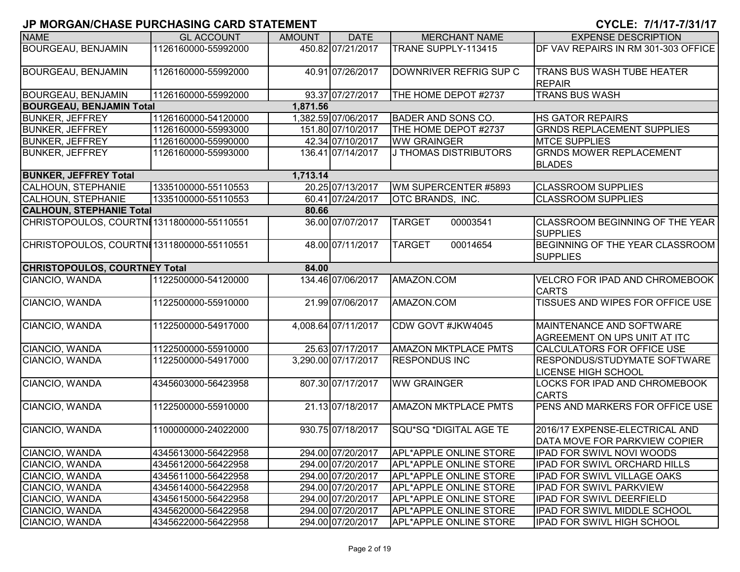# JP MORGAN/CHASE PURCHASING CARD STATEMENT

CYCLE: 7/1/17-7/31/17

| NAME | GL ACCOUNT | AMOUNT | DATE | MERCHANT NAME | EXPENSE DESCRIPTION |
|---|---|---|---|---|---|
| BOURGEAU, BENJAMIN | 1126160000-55992000 | 450.82 | 07/21/2017 | TRANE SUPPLY-113415 | DF VAV REPAIRS IN RM 301-303 OFFICE |
| BOURGEAU, BENJAMIN | 1126160000-55992000 | 40.91 | 07/26/2017 | DOWNRIVER REFRIG SUP C | TRANS BUS WASH TUBE HEATER REPAIR |
| BOURGEAU, BENJAMIN | 1126160000-55992000 | 93.37 | 07/27/2017 | THE HOME DEPOT #2737 | TRANS BUS WASH |
| **BOURGEAU, BENJAMIN Total** | | **1,871.56** | | | |
| BUNKER, JEFFREY | 1126160000-54120000 | 1,382.59 | 07/06/2017 | BADER AND SONS CO. | HS GATOR REPAIRS |
| BUNKER, JEFFREY | 1126160000-55993000 | 151.80 | 07/10/2017 | THE HOME DEPOT #2737 | GRNDS REPLACEMENT SUPPLIES |
| BUNKER, JEFFREY | 1126160000-55990000 | 42.34 | 07/10/2017 | WW GRAINGER | MTCE SUPPLIES |
| BUNKER, JEFFREY | 1126160000-55993000 | 136.41 | 07/14/2017 | J THOMAS DISTRIBUTORS | GRNDS MOWER REPLACEMENT BLADES |
| **BUNKER, JEFFREY Total** | | **1,713.14** | | | |
| CALHOUN, STEPHANIE | 1335100000-55110553 | 20.25 | 07/13/2017 | WM SUPERCENTER #5893 | CLASSROOM SUPPLIES |
| CALHOUN, STEPHANIE | 1335100000-55110553 | 60.41 | 07/24/2017 | OTC BRANDS, INC. | CLASSROOM SUPPLIES |
| **CALHOUN, STEPHANIE Total** | | **80.66** | | | |
| CHRISTOPOULOS, COURTNI | 1311800000-55110551 | 36.00 | 07/07/2017 | TARGET 00003541 | CLASSROOM BEGINNING OF THE YEAR SUPPLIES |
| CHRISTOPOULOS, COURTNI | 1311800000-55110551 | 48.00 | 07/11/2017 | TARGET 00014654 | BEGINNING OF THE YEAR CLASSROOM SUPPLIES |
| **CHRISTOPOULOS, COURTNEY Total** | | **84.00** | | | |
| CIANCIO, WANDA | 1122500000-54120000 | 134.46 | 07/06/2017 | AMAZON.COM | VELCRO FOR IPAD AND CHROMEBOOK CARTS |
| CIANCIO, WANDA | 1122500000-55910000 | 21.99 | 07/06/2017 | AMAZON.COM | TISSUES AND WIPES FOR OFFICE USE |
| CIANCIO, WANDA | 1122500000-54917000 | 4,008.64 | 07/11/2017 | CDW GOVT #JKW4045 | MAINTENANCE AND SOFTWARE AGREEMENT ON UPS UNIT AT ITC |
| CIANCIO, WANDA | 1122500000-55910000 | 25.63 | 07/17/2017 | AMAZON MKTPLACE PMTS | CALCULATORS FOR OFFICE USE |
| CIANCIO, WANDA | 1122500000-54917000 | 3,290.00 | 07/17/2017 | RESPONDUS INC | RESPONDUS/STUDYMATE SOFTWARE LICENSE HIGH SCHOOL |
| CIANCIO, WANDA | 4345603000-56423958 | 807.30 | 07/17/2017 | WW GRAINGER | LOCKS FOR IPAD AND CHROMEBOOK CARTS |
| CIANCIO, WANDA | 1122500000-55910000 | 21.13 | 07/18/2017 | AMAZON MKTPLACE PMTS | PENS AND MARKERS FOR OFFICE USE |
| CIANCIO, WANDA | 1100000000-24022000 | 930.75 | 07/18/2017 | SQU*SQ *DIGITAL AGE TE | 2016/17 EXPENSE-ELECTRICAL AND DATA MOVE FOR PARKVIEW COPIER |
| CIANCIO, WANDA | 4345613000-56422958 | 294.00 | 07/20/2017 | APL*APPLE ONLINE STORE | IPAD FOR SWIVL NOVI WOODS |
| CIANCIO, WANDA | 4345612000-56422958 | 294.00 | 07/20/2017 | APL*APPLE ONLINE STORE | IPAD FOR SWIVL ORCHARD HILLS |
| CIANCIO, WANDA | 4345611000-56422958 | 294.00 | 07/20/2017 | APL*APPLE ONLINE STORE | IPAD FOR SWIVL VILLAGE OAKS |
| CIANCIO, WANDA | 4345614000-56422958 | 294.00 | 07/20/2017 | APL*APPLE ONLINE STORE | IPAD FOR SWIVL PARKVIEW |
| CIANCIO, WANDA | 4345615000-56422958 | 294.00 | 07/20/2017 | APL*APPLE ONLINE STORE | IPAD FOR SWIVL DEERFIELD |
| CIANCIO, WANDA | 4345620000-56422958 | 294.00 | 07/20/2017 | APL*APPLE ONLINE STORE | IPAD FOR SWIVL MIDDLE SCHOOL |
| CIANCIO, WANDA | 4345622000-56422958 | 294.00 | 07/20/2017 | APL*APPLE ONLINE STORE | IPAD FOR SWIVL HIGH SCHOOL |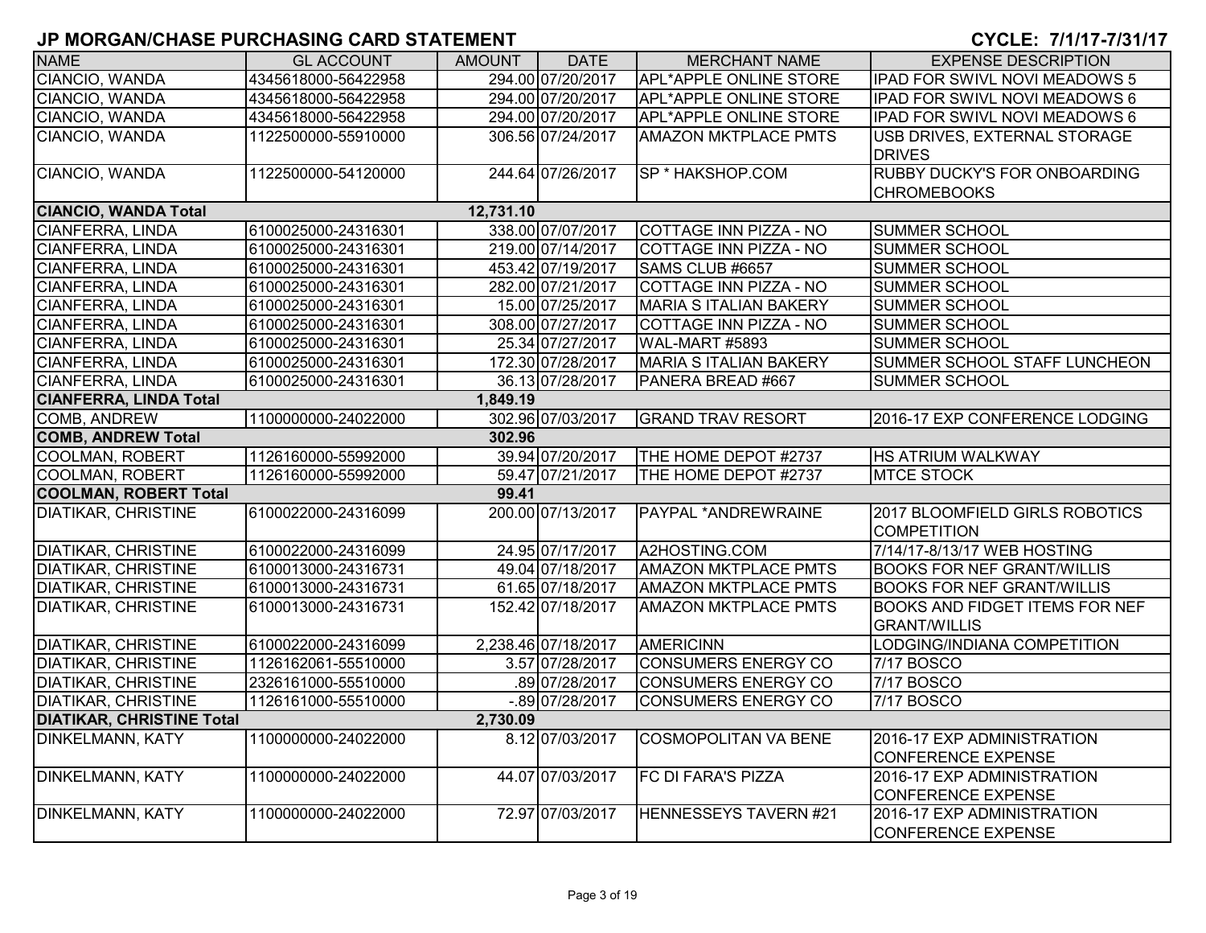# JP MORGAN/CHASE PURCHASING CARD STATEMENT

**CYCLE: 7/1/17-7/31/17**

| NAME | GL ACCOUNT | AMOUNT | DATE | MERCHANT NAME | EXPENSE DESCRIPTION |
|---|---|---|---|---|---|
| CIANCIO, WANDA | 4345618000-56422958 | 294.00 | 07/20/2017 | APL*APPLE ONLINE STORE | IPAD FOR SWIVL NOVI MEADOWS 5 |
| CIANCIO, WANDA | 4345618000-56422958 | 294.00 | 07/20/2017 | APL*APPLE ONLINE STORE | IPAD FOR SWIVL NOVI MEADOWS 6 |
| CIANCIO, WANDA | 4345618000-56422958 | 294.00 | 07/20/2017 | APL*APPLE ONLINE STORE | IPAD FOR SWIVL NOVI MEADOWS 6 |
| CIANCIO, WANDA | 1122500000-55910000 | 306.56 | 07/24/2017 | AMAZON MKTPLACE PMTS | USB DRIVES, EXTERNAL STORAGE DRIVES |
| CIANCIO, WANDA | 1122500000-54120000 | 244.64 | 07/26/2017 | SP * HAKSHOP.COM | RUBBY DUCKY'S FOR ONBOARDING CHROMEBOOKS |
| **CIANCIO, WANDA Total** | | **12,731.10** | | | |
| CIANFERRA, LINDA | 6100025000-24316301 | 338.00 | 07/07/2017 | COTTAGE INN PIZZA - NO | SUMMER SCHOOL |
| CIANFERRA, LINDA | 6100025000-24316301 | 219.00 | 07/14/2017 | COTTAGE INN PIZZA - NO | SUMMER SCHOOL |
| CIANFERRA, LINDA | 6100025000-24316301 | 453.42 | 07/19/2017 | SAMS CLUB #6657 | SUMMER SCHOOL |
| CIANFERRA, LINDA | 6100025000-24316301 | 282.00 | 07/21/2017 | COTTAGE INN PIZZA - NO | SUMMER SCHOOL |
| CIANFERRA, LINDA | 6100025000-24316301 | 15.00 | 07/25/2017 | MARIA S ITALIAN BAKERY | SUMMER SCHOOL |
| CIANFERRA, LINDA | 6100025000-24316301 | 308.00 | 07/27/2017 | COTTAGE INN PIZZA - NO | SUMMER SCHOOL |
| CIANFERRA, LINDA | 6100025000-24316301 | 25.34 | 07/27/2017 | WAL-MART #5893 | SUMMER SCHOOL |
| CIANFERRA, LINDA | 6100025000-24316301 | 172.30 | 07/28/2017 | MARIA S ITALIAN BAKERY | SUMMER SCHOOL STAFF LUNCHEON |
| CIANFERRA, LINDA | 6100025000-24316301 | 36.13 | 07/28/2017 | PANERA BREAD #667 | SUMMER SCHOOL |
| **CIANFERRA, LINDA Total** | | **1,849.19** | | | |
| COMB, ANDREW | 1100000000-24022000 | 302.96 | 07/03/2017 | GRAND TRAV RESORT | 2016-17 EXP CONFERENCE LODGING |
| **COMB, ANDREW Total** | | **302.96** | | | |
| COOLMAN, ROBERT | 1126160000-55992000 | 39.94 | 07/20/2017 | THE HOME DEPOT #2737 | HS ATRIUM WALKWAY |
| COOLMAN, ROBERT | 1126160000-55992000 | 59.47 | 07/21/2017 | THE HOME DEPOT #2737 | MTCE STOCK |
| **COOLMAN, ROBERT Total** | | **99.41** | | | |
| DIATIKAR, CHRISTINE | 6100022000-24316099 | 200.00 | 07/13/2017 | PAYPAL *ANDREWRAINE | 2017 BLOOMFIELD GIRLS ROBOTICS COMPETITION |
| DIATIKAR, CHRISTINE | 6100022000-24316099 | 24.95 | 07/17/2017 | A2HOSTING.COM | 7/14/17-8/13/17 WEB HOSTING |
| DIATIKAR, CHRISTINE | 6100013000-24316731 | 49.04 | 07/18/2017 | AMAZON MKTPLACE PMTS | BOOKS FOR NEF GRANT/WILLIS |
| DIATIKAR, CHRISTINE | 6100013000-24316731 | 61.65 | 07/18/2017 | AMAZON MKTPLACE PMTS | BOOKS FOR NEF GRANT/WILLIS |
| DIATIKAR, CHRISTINE | 6100013000-24316731 | 152.42 | 07/18/2017 | AMAZON MKTPLACE PMTS | BOOKS AND FIDGET ITEMS FOR NEF GRANT/WILLIS |
| DIATIKAR, CHRISTINE | 6100022000-24316099 | 2,238.46 | 07/18/2017 | AMERICINN | LODGING/INDIANA COMPETITION |
| DIATIKAR, CHRISTINE | 1126162061-55510000 | 3.57 | 07/28/2017 | CONSUMERS ENERGY CO | 7/17 BOSCO |
| DIATIKAR, CHRISTINE | 2326161000-55510000 | .89 | 07/28/2017 | CONSUMERS ENERGY CO | 7/17 BOSCO |
| DIATIKAR, CHRISTINE | 1126161000-55510000 | -.89 | 07/28/2017 | CONSUMERS ENERGY CO | 7/17 BOSCO |
| **DIATIKAR, CHRISTINE Total** | | **2,730.09** | | | |
| DINKELMANN, KATY | 1100000000-24022000 | 8.12 | 07/03/2017 | COSMOPOLITAN VA BENE | 2016-17 EXP ADMINISTRATION CONFERENCE EXPENSE |
| DINKELMANN, KATY | 1100000000-24022000 | 44.07 | 07/03/2017 | FC DI FARA'S PIZZA | 2016-17 EXP ADMINISTRATION CONFERENCE EXPENSE |
| DINKELMANN, KATY | 1100000000-24022000 | 72.97 | 07/03/2017 | HENNESSEYS TAVERN #21 | 2016-17 EXP ADMINISTRATION CONFERENCE EXPENSE |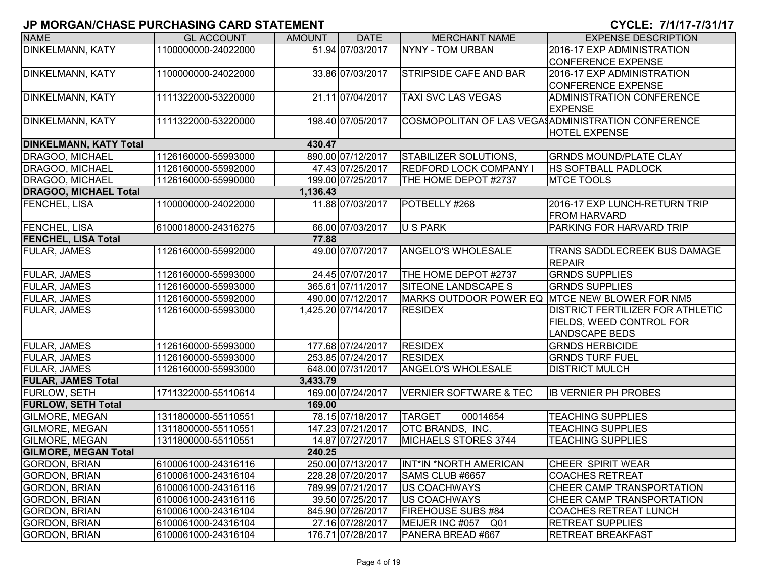# JP MORGAN/CHASE PURCHASING CARD STATEMENT

**CYCLE: 7/1/17-7/31/17**

| NAME | GL ACCOUNT | AMOUNT | DATE | MERCHANT NAME | EXPENSE DESCRIPTION |
|---|---|---|---|---|---|
| DINKELMANN, KATY | 1100000000-24022000 | 51.94 | 07/03/2017 | NYNY - TOM URBAN | 2016-17 EXP ADMINISTRATION CONFERENCE EXPENSE |
| DINKELMANN, KATY | 1100000000-24022000 | 33.86 | 07/03/2017 | STRIPSIDE CAFE AND BAR | 2016-17 EXP ADMINISTRATION CONFERENCE EXPENSE |
| DINKELMANN, KATY | 1111322000-53220000 | 21.11 | 07/04/2017 | TAXI SVC LAS VEGAS | ADMINISTRATION CONFERENCE EXPENSE |
| DINKELMANN, KATY | 1111322000-53220000 | 198.40 | 07/05/2017 | COSMOPOLITAN OF LAS VEGAS | ADMINISTRATION CONFERENCE HOTEL EXPENSE |
| **DINKELMANN, KATY Total** | | **430.47** | | | |
| DRAGOO, MICHAEL | 1126160000-55993000 | 890.00 | 07/12/2017 | STABILIZER SOLUTIONS, | GRNDS MOUND/PLATE CLAY |
| DRAGOO, MICHAEL | 1126160000-55992000 | 47.43 | 07/25/2017 | REDFORD LOCK COMPANY I | HS SOFTBALL PADLOCK |
| DRAGOO, MICHAEL | 1126160000-55990000 | 199.00 | 07/25/2017 | THE HOME DEPOT #2737 | MTCE TOOLS |
| **DRAGOO, MICHAEL Total** | | **1,136.43** | | | |
| FENCHEL, LISA | 1100000000-24022000 | 11.88 | 07/03/2017 | POTBELLY #268 | 2016-17 EXP LUNCH-RETURN TRIP FROM HARVARD |
| FENCHEL, LISA | 6100018000-24316275 | 66.00 | 07/03/2017 | U S PARK | PARKING FOR HARVARD TRIP |
| **FENCHEL, LISA Total** | | **77.88** | | | |
| FULAR, JAMES | 1126160000-55992000 | 49.00 | 07/07/2017 | ANGELO'S WHOLESALE | TRANS SADDLECREEK BUS DAMAGE REPAIR |
| FULAR, JAMES | 1126160000-55993000 | 24.45 | 07/07/2017 | THE HOME DEPOT #2737 | GRNDS SUPPLIES |
| FULAR, JAMES | 1126160000-55993000 | 365.61 | 07/11/2017 | SITEONE LANDSCAPE S | GRNDS SUPPLIES |
| FULAR, JAMES | 1126160000-55992000 | 490.00 | 07/12/2017 | MARKS OUTDOOR POWER EQ | MTCE NEW BLOWER FOR NM5 |
| FULAR, JAMES | 1126160000-55993000 | 1,425.20 | 07/14/2017 | RESIDEX | DISTRICT FERTILIZER FOR ATHLETIC FIELDS, WEED CONTROL FOR LANDSCAPE BEDS |
| FULAR, JAMES | 1126160000-55993000 | 177.68 | 07/24/2017 | RESIDEX | GRNDS HERBICIDE |
| FULAR, JAMES | 1126160000-55993000 | 253.85 | 07/24/2017 | RESIDEX | GRNDS TURF FUEL |
| FULAR, JAMES | 1126160000-55993000 | 648.00 | 07/31/2017 | ANGELO'S WHOLESALE | DISTRICT MULCH |
| **FULAR, JAMES Total** | | **3,433.79** | | | |
| FURLOW, SETH | 1711322000-55110614 | 169.00 | 07/24/2017 | VERNIER SOFTWARE & TEC | IB VERNIER PH PROBES |
| **FURLOW, SETH Total** | | **169.00** | | | |
| GILMORE, MEGAN | 1311800000-55110551 | 78.15 | 07/18/2017 | TARGET 00014654 | TEACHING SUPPLIES |
| GILMORE, MEGAN | 1311800000-55110551 | 147.23 | 07/21/2017 | OTC BRANDS, INC. | TEACHING SUPPLIES |
| GILMORE, MEGAN | 1311800000-55110551 | 14.87 | 07/27/2017 | MICHAELS STORES 3744 | TEACHING SUPPLIES |
| **GILMORE, MEGAN Total** | | **240.25** | | | |
| GORDON, BRIAN | 6100061000-24316116 | 250.00 | 07/13/2017 | INT*IN *NORTH AMERICAN | CHEER SPIRIT WEAR |
| GORDON, BRIAN | 6100061000-24316104 | 228.28 | 07/20/2017 | SAMS CLUB #6657 | COACHES RETREAT |
| GORDON, BRIAN | 6100061000-24316116 | 789.99 | 07/21/2017 | US COACHWAYS | CHEER CAMP TRANSPORTATION |
| GORDON, BRIAN | 6100061000-24316116 | 39.50 | 07/25/2017 | US COACHWAYS | CHEER CAMP TRANSPORTATION |
| GORDON, BRIAN | 6100061000-24316104 | 845.90 | 07/26/2017 | FIREHOUSE SUBS #84 | COACHES RETREAT LUNCH |
| GORDON, BRIAN | 6100061000-24316104 | 27.16 | 07/28/2017 | MEIJER INC #057 Q01 | RETREAT SUPPLIES |
| GORDON, BRIAN | 6100061000-24316104 | 176.71 | 07/28/2017 | PANERA BREAD #667 | RETREAT BREAKFAST |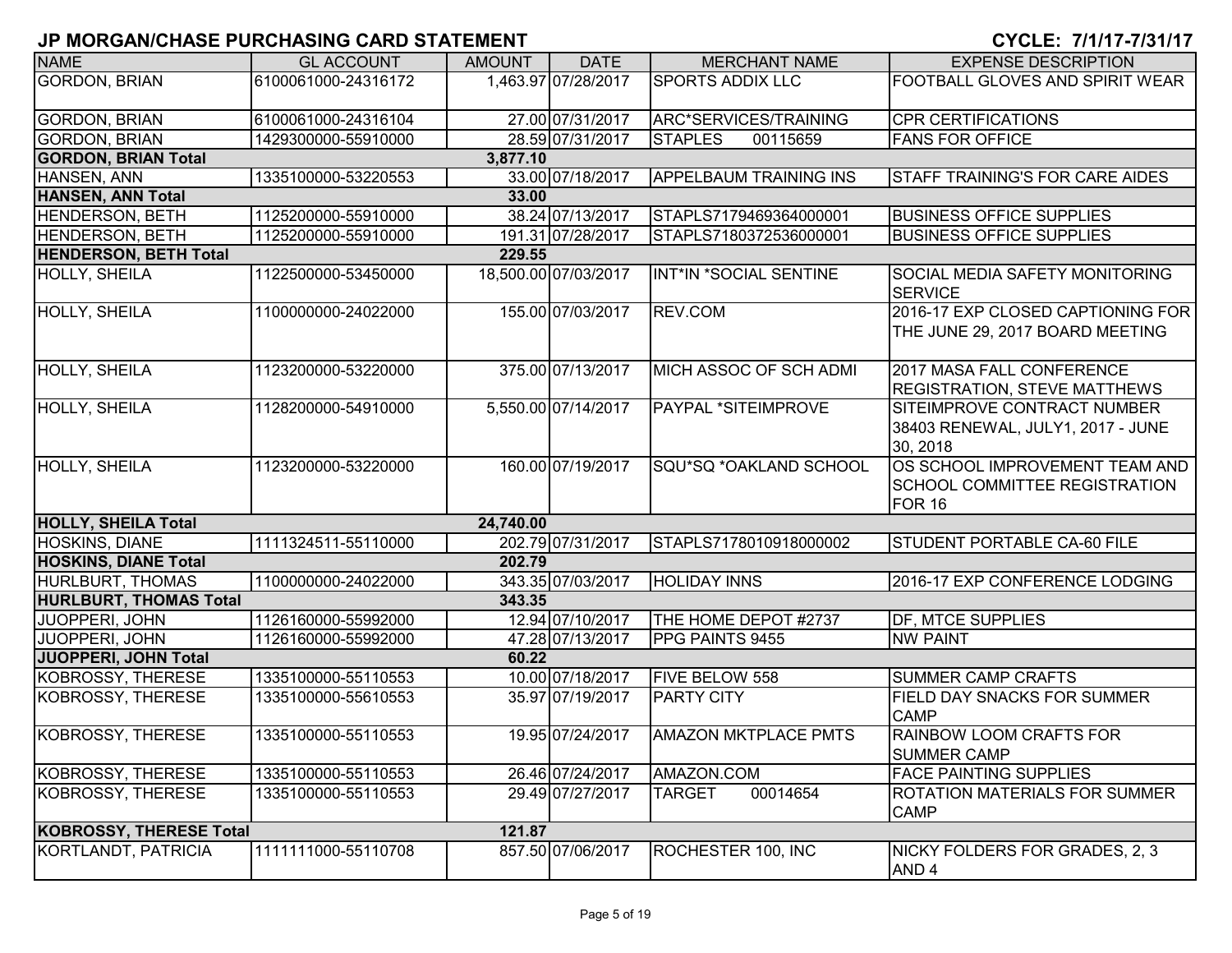## JP MORGAN/CHASE PURCHASING CARD STATEMENT

**CYCLE: 7/1/17-7/31/17**

| NAME | GL ACCOUNT | AMOUNT | DATE | MERCHANT NAME | EXPENSE DESCRIPTION |
|---|---|---|---|---|---|
| GORDON, BRIAN | 6100061000-24316172 | 1,463.97 | 07/28/2017 | SPORTS ADDIX LLC | FOOTBALL GLOVES AND SPIRIT WEAR |
| GORDON, BRIAN | 6100061000-24316104 | 27.00 | 07/31/2017 | ARC*SERVICES/TRAINING | CPR CERTIFICATIONS |
| GORDON, BRIAN | 1429300000-55910000 | 28.59 | 07/31/2017 | STAPLES 00115659 | FANS FOR OFFICE |
| **GORDON, BRIAN Total** | | **3,877.10** | | | |
| HANSEN, ANN | 1335100000-53220553 | 33.00 | 07/18/2017 | APPELBAUM TRAINING INS | STAFF TRAINING'S FOR CARE AIDES |
| **HANSEN, ANN Total** | | **33.00** | | | |
| HENDERSON, BETH | 1125200000-55910000 | 38.24 | 07/13/2017 | STAPLS7179469364000001 | BUSINESS OFFICE SUPPLIES |
| HENDERSON, BETH | 1125200000-55910000 | 191.31 | 07/28/2017 | STAPLS7180372536000001 | BUSINESS OFFICE SUPPLIES |
| **HENDERSON, BETH Total** | | **229.55** | | | |
| HOLLY, SHEILA | 1122500000-53450000 | 18,500.00 | 07/03/2017 | INT*IN *SOCIAL SENTINE | SOCIAL MEDIA SAFETY MONITORING SERVICE |
| HOLLY, SHEILA | 1100000000-24022000 | 155.00 | 07/03/2017 | REV.COM | 2016-17 EXP CLOSED CAPTIONING FOR THE JUNE 29, 2017 BOARD MEETING |
| HOLLY, SHEILA | 1123200000-53220000 | 375.00 | 07/13/2017 | MICH ASSOC OF SCH ADMI | 2017 MASA FALL CONFERENCE REGISTRATION, STEVE MATTHEWS |
| HOLLY, SHEILA | 1128200000-54910000 | 5,550.00 | 07/14/2017 | PAYPAL *SITEIMPROVE | SITEIMPROVE CONTRACT NUMBER 38403 RENEWAL, JULY1, 2017 - JUNE 30, 2018 |
| HOLLY, SHEILA | 1123200000-53220000 | 160.00 | 07/19/2017 | SQU*SQ *OAKLAND SCHOOL | OS SCHOOL IMPROVEMENT TEAM AND SCHOOL COMMITTEE REGISTRATION FOR 16 |
| **HOLLY, SHEILA Total** | | **24,740.00** | | | |
| HOSKINS, DIANE | 1111324511-55110000 | 202.79 | 07/31/2017 | STAPLS7178010918000002 | STUDENT PORTABLE CA-60 FILE |
| **HOSKINS, DIANE Total** | | **202.79** | | | |
| HURLBURT, THOMAS | 1100000000-24022000 | 343.35 | 07/03/2017 | HOLIDAY INNS | 2016-17 EXP CONFERENCE LODGING |
| **HURLBURT, THOMAS Total** | | **343.35** | | | |
| JUOPPERI, JOHN | 1126160000-55992000 | 12.94 | 07/10/2017 | THE HOME DEPOT #2737 | DF, MTCE SUPPLIES |
| JUOPPERI, JOHN | 1126160000-55992000 | 47.28 | 07/13/2017 | PPG PAINTS 9455 | NW PAINT |
| **JUOPPERI, JOHN Total** | | **60.22** | | | |
| KOBROSSY, THERESE | 1335100000-55110553 | 10.00 | 07/18/2017 | FIVE BELOW 558 | SUMMER CAMP CRAFTS |
| KOBROSSY, THERESE | 1335100000-55610553 | 35.97 | 07/19/2017 | PARTY CITY | FIELD DAY SNACKS FOR SUMMER CAMP |
| KOBROSSY, THERESE | 1335100000-55110553 | 19.95 | 07/24/2017 | AMAZON MKTPLACE PMTS | RAINBOW LOOM CRAFTS FOR SUMMER CAMP |
| KOBROSSY, THERESE | 1335100000-55110553 | 26.46 | 07/24/2017 | AMAZON.COM | FACE PAINTING SUPPLIES |
| KOBROSSY, THERESE | 1335100000-55110553 | 29.49 | 07/27/2017 | TARGET 00014654 | ROTATION MATERIALS FOR SUMMER CAMP |
| **KOBROSSY, THERESE Total** | | **121.87** | | | |
| KORTLANDT, PATRICIA | 1111111000-55110708 | 857.50 | 07/06/2017 | ROCHESTER 100, INC | NICKY FOLDERS FOR GRADES, 2, 3 AND 4 |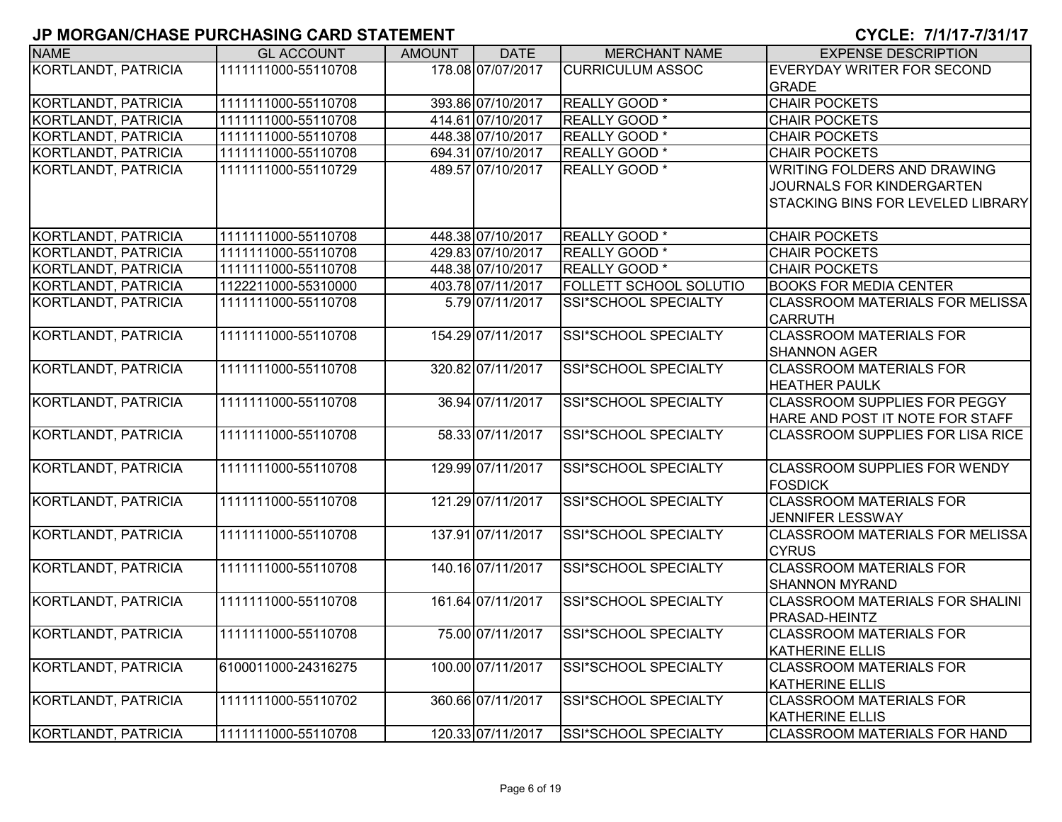## JP MORGAN/CHASE PURCHASING CARD STATEMENT

**CYCLE: 7/1/17-7/31/17**

| NAME | GL ACCOUNT | AMOUNT | DATE | MERCHANT NAME | EXPENSE DESCRIPTION |
|---|---|---|---|---|---|
| KORTLANDT, PATRICIA | 1111111000-55110708 | 178.08 | 07/07/2017 | CURRICULUM ASSOC | EVERYDAY WRITER FOR SECOND GRADE |
| KORTLANDT, PATRICIA | 1111111000-55110708 | 393.86 | 07/10/2017 | REALLY GOOD * | CHAIR POCKETS |
| KORTLANDT, PATRICIA | 1111111000-55110708 | 414.61 | 07/10/2017 | REALLY GOOD * | CHAIR POCKETS |
| KORTLANDT, PATRICIA | 1111111000-55110708 | 448.38 | 07/10/2017 | REALLY GOOD * | CHAIR POCKETS |
| KORTLANDT, PATRICIA | 1111111000-55110708 | 694.31 | 07/10/2017 | REALLY GOOD * | CHAIR POCKETS |
| KORTLANDT, PATRICIA | 1111111000-55110729 | 489.57 | 07/10/2017 | REALLY GOOD * | WRITING FOLDERS AND DRAWING JOURNALS FOR KINDERGARTEN STACKING BINS FOR LEVELED LIBRARY |
| KORTLANDT, PATRICIA | 1111111000-55110708 | 448.38 | 07/10/2017 | REALLY GOOD * | CHAIR POCKETS |
| KORTLANDT, PATRICIA | 1111111000-55110708 | 429.83 | 07/10/2017 | REALLY GOOD * | CHAIR POCKETS |
| KORTLANDT, PATRICIA | 1111111000-55110708 | 448.38 | 07/10/2017 | REALLY GOOD * | CHAIR POCKETS |
| KORTLANDT, PATRICIA | 1122211000-55310000 | 403.78 | 07/11/2017 | FOLLETT SCHOOL SOLUTIO | BOOKS FOR MEDIA CENTER |
| KORTLANDT, PATRICIA | 1111111000-55110708 | 5.79 | 07/11/2017 | SSI*SCHOOL SPECIALTY | CLASSROOM MATERIALS FOR MELISSA CARRUTH |
| KORTLANDT, PATRICIA | 1111111000-55110708 | 154.29 | 07/11/2017 | SSI*SCHOOL SPECIALTY | CLASSROOM MATERIALS FOR SHANNON AGER |
| KORTLANDT, PATRICIA | 1111111000-55110708 | 320.82 | 07/11/2017 | SSI*SCHOOL SPECIALTY | CLASSROOM MATERIALS FOR HEATHER PAULK |
| KORTLANDT, PATRICIA | 1111111000-55110708 | 36.94 | 07/11/2017 | SSI*SCHOOL SPECIALTY | CLASSROOM SUPPLIES FOR PEGGY HARE AND POST IT NOTE FOR STAFF |
| KORTLANDT, PATRICIA | 1111111000-55110708 | 58.33 | 07/11/2017 | SSI*SCHOOL SPECIALTY | CLASSROOM SUPPLIES FOR LISA RICE |
| KORTLANDT, PATRICIA | 1111111000-55110708 | 129.99 | 07/11/2017 | SSI*SCHOOL SPECIALTY | CLASSROOM SUPPLIES FOR WENDY FOSDICK |
| KORTLANDT, PATRICIA | 1111111000-55110708 | 121.29 | 07/11/2017 | SSI*SCHOOL SPECIALTY | CLASSROOM MATERIALS FOR JENNIFER LESSWAY |
| KORTLANDT, PATRICIA | 1111111000-55110708 | 137.91 | 07/11/2017 | SSI*SCHOOL SPECIALTY | CLASSROOM MATERIALS FOR MELISSA CYRUS |
| KORTLANDT, PATRICIA | 1111111000-55110708 | 140.16 | 07/11/2017 | SSI*SCHOOL SPECIALTY | CLASSROOM MATERIALS FOR SHANNON MYRAND |
| KORTLANDT, PATRICIA | 1111111000-55110708 | 161.64 | 07/11/2017 | SSI*SCHOOL SPECIALTY | CLASSROOM MATERIALS FOR SHALINI PRASAD-HEINTZ |
| KORTLANDT, PATRICIA | 1111111000-55110708 | 75.00 | 07/11/2017 | SSI*SCHOOL SPECIALTY | CLASSROOM MATERIALS FOR KATHERINE ELLIS |
| KORTLANDT, PATRICIA | 6100011000-24316275 | 100.00 | 07/11/2017 | SSI*SCHOOL SPECIALTY | CLASSROOM MATERIALS FOR KATHERINE ELLIS |
| KORTLANDT, PATRICIA | 1111111000-55110702 | 360.66 | 07/11/2017 | SSI*SCHOOL SPECIALTY | CLASSROOM MATERIALS FOR KATHERINE ELLIS |
| KORTLANDT, PATRICIA | 1111111000-55110708 | 120.33 | 07/11/2017 | SSI*SCHOOL SPECIALTY | CLASSROOM MATERIALS FOR HAND |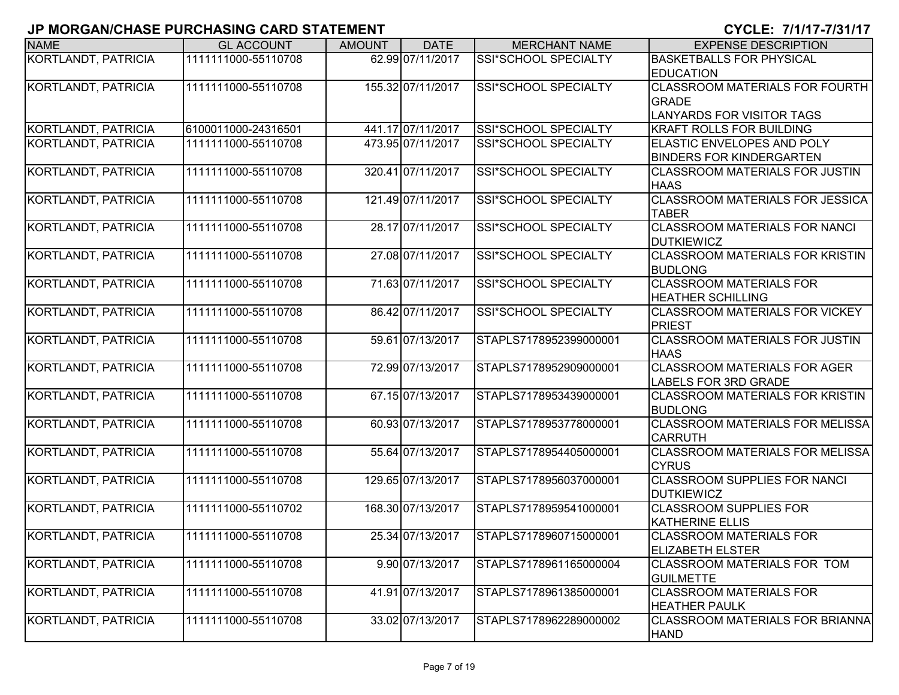## JP MORGAN/CHASE PURCHASING CARD STATEMENT

**CYCLE: 7/1/17-7/31/17**

| NAME | GL ACCOUNT | AMOUNT | DATE | MERCHANT NAME | EXPENSE DESCRIPTION |
|---|---|---|---|---|---|
| KORTLANDT, PATRICIA | 1111111000-55110708 | 62.99 | 07/11/2017 | SSI*SCHOOL SPECIALTY | BASKETBALLS FOR PHYSICAL EDUCATION |
| KORTLANDT, PATRICIA | 1111111000-55110708 | 155.32 | 07/11/2017 | SSI*SCHOOL SPECIALTY | CLASSROOM MATERIALS FOR FOURTH GRADE LANYARDS FOR VISITOR TAGS |
| KORTLANDT, PATRICIA | 6100011000-24316501 | 441.17 | 07/11/2017 | SSI*SCHOOL SPECIALTY | KRAFT ROLLS FOR BUILDING |
| KORTLANDT, PATRICIA | 1111111000-55110708 | 473.95 | 07/11/2017 | SSI*SCHOOL SPECIALTY | ELASTIC ENVELOPES AND POLY BINDERS FOR KINDERGARTEN |
| KORTLANDT, PATRICIA | 1111111000-55110708 | 320.41 | 07/11/2017 | SSI*SCHOOL SPECIALTY | CLASSROOM MATERIALS FOR JUSTIN HAAS |
| KORTLANDT, PATRICIA | 1111111000-55110708 | 121.49 | 07/11/2017 | SSI*SCHOOL SPECIALTY | CLASSROOM MATERIALS FOR JESSICA TABER |
| KORTLANDT, PATRICIA | 1111111000-55110708 | 28.17 | 07/11/2017 | SSI*SCHOOL SPECIALTY | CLASSROOM MATERIALS FOR NANCI DUTKIEWICZ |
| KORTLANDT, PATRICIA | 1111111000-55110708 | 27.08 | 07/11/2017 | SSI*SCHOOL SPECIALTY | CLASSROOM MATERIALS FOR KRISTIN BUDLONG |
| KORTLANDT, PATRICIA | 1111111000-55110708 | 71.63 | 07/11/2017 | SSI*SCHOOL SPECIALTY | CLASSROOM MATERIALS FOR HEATHER SCHILLING |
| KORTLANDT, PATRICIA | 1111111000-55110708 | 86.42 | 07/11/2017 | SSI*SCHOOL SPECIALTY | CLASSROOM MATERIALS FOR VICKEY PRIEST |
| KORTLANDT, PATRICIA | 1111111000-55110708 | 59.61 | 07/13/2017 | STAPLS7178952399000001 | CLASSROOM MATERIALS FOR JUSTIN HAAS |
| KORTLANDT, PATRICIA | 1111111000-55110708 | 72.99 | 07/13/2017 | STAPLS7178952909000001 | CLASSROOM MATERIALS FOR AGER LABELS FOR 3RD GRADE |
| KORTLANDT, PATRICIA | 1111111000-55110708 | 67.15 | 07/13/2017 | STAPLS7178953439000001 | CLASSROOM MATERIALS FOR KRISTIN BUDLONG |
| KORTLANDT, PATRICIA | 1111111000-55110708 | 60.93 | 07/13/2017 | STAPLS7178953778000001 | CLASSROOM MATERIALS FOR MELISSA CARRUTH |
| KORTLANDT, PATRICIA | 1111111000-55110708 | 55.64 | 07/13/2017 | STAPLS7178954405000001 | CLASSROOM MATERIALS FOR MELISSA CYRUS |
| KORTLANDT, PATRICIA | 1111111000-55110708 | 129.65 | 07/13/2017 | STAPLS7178956037000001 | CLASSROOM SUPPLIES FOR NANCI DUTKIEWICZ |
| KORTLANDT, PATRICIA | 1111111000-55110702 | 168.30 | 07/13/2017 | STAPLS7178959541000001 | CLASSROOM SUPPLIES FOR KATHERINE ELLIS |
| KORTLANDT, PATRICIA | 1111111000-55110708 | 25.34 | 07/13/2017 | STAPLS7178960715000001 | CLASSROOM MATERIALS FOR ELIZABETH ELSTER |
| KORTLANDT, PATRICIA | 1111111000-55110708 | 9.90 | 07/13/2017 | STAPLS7178961165000004 | CLASSROOM MATERIALS FOR TOM GUILMETTE |
| KORTLANDT, PATRICIA | 1111111000-55110708 | 41.91 | 07/13/2017 | STAPLS7178961385000001 | CLASSROOM MATERIALS FOR HEATHER PAULK |
| KORTLANDT, PATRICIA | 1111111000-55110708 | 33.02 | 07/13/2017 | STAPLS7178962289000002 | CLASSROOM MATERIALS FOR BRIANNA HAND |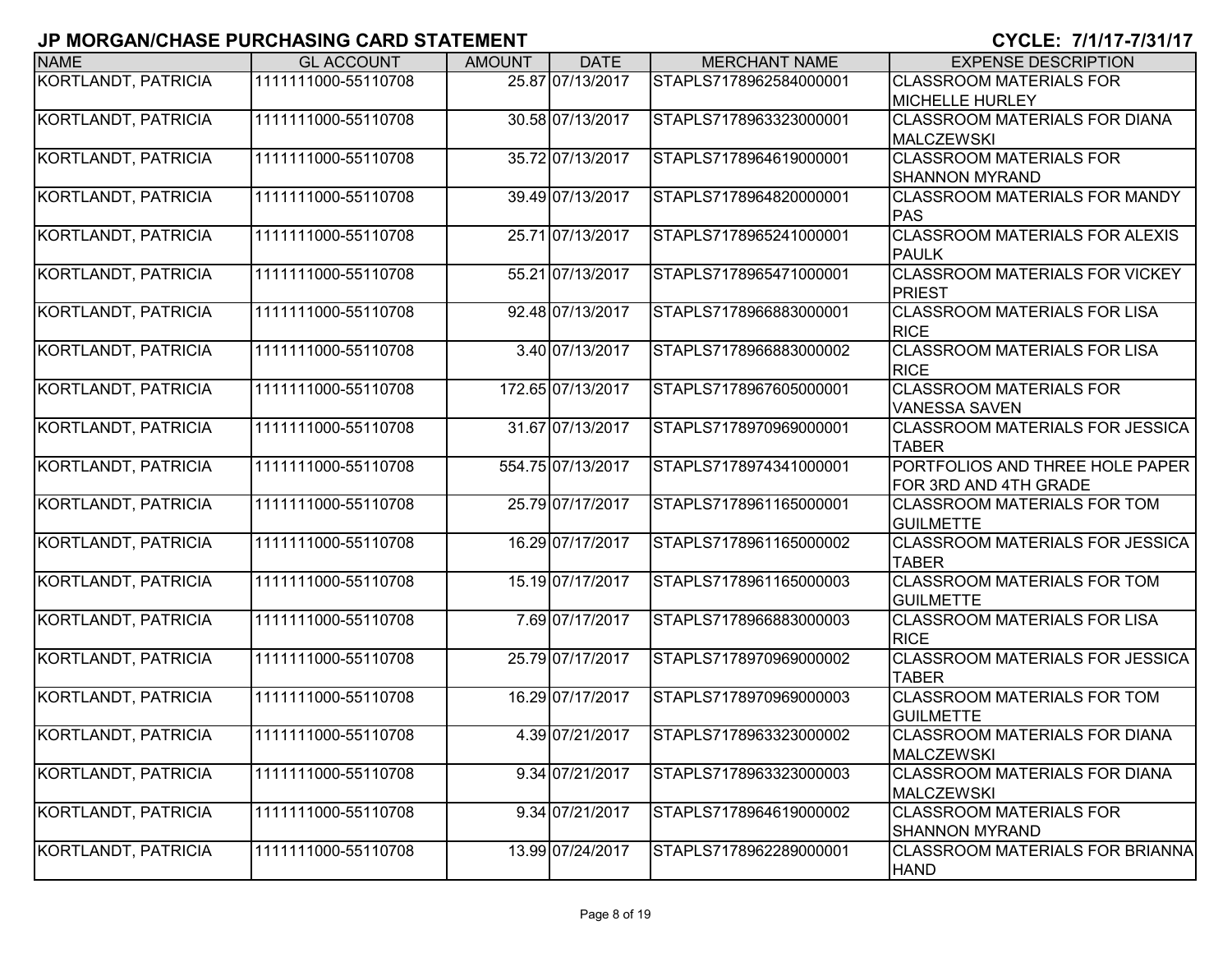# JP MORGAN/CHASE PURCHASING CARD STATEMENT

**CYCLE: 7/1/17-7/31/17**

| NAME | GL ACCOUNT | AMOUNT | DATE | MERCHANT NAME | EXPENSE DESCRIPTION |
|---|---|---|---|---|---|
| KORTLANDT, PATRICIA | 1111111000-55110708 | 25.87 | 07/13/2017 | STAPLS7178962584000001 | CLASSROOM MATERIALS FOR MICHELLE HURLEY |
| KORTLANDT, PATRICIA | 1111111000-55110708 | 30.58 | 07/13/2017 | STAPLS7178963323000001 | CLASSROOM MATERIALS FOR DIANA MALCZEWSKI |
| KORTLANDT, PATRICIA | 1111111000-55110708 | 35.72 | 07/13/2017 | STAPLS7178964619000001 | CLASSROOM MATERIALS FOR SHANNON MYRAND |
| KORTLANDT, PATRICIA | 1111111000-55110708 | 39.49 | 07/13/2017 | STAPLS7178964820000001 | CLASSROOM MATERIALS FOR MANDY PAS |
| KORTLANDT, PATRICIA | 1111111000-55110708 | 25.71 | 07/13/2017 | STAPLS7178965241000001 | CLASSROOM MATERIALS FOR ALEXIS PAULK |
| KORTLANDT, PATRICIA | 1111111000-55110708 | 55.21 | 07/13/2017 | STAPLS7178965471000001 | CLASSROOM MATERIALS FOR VICKEY PRIEST |
| KORTLANDT, PATRICIA | 1111111000-55110708 | 92.48 | 07/13/2017 | STAPLS7178966883000001 | CLASSROOM MATERIALS FOR LISA RICE |
| KORTLANDT, PATRICIA | 1111111000-55110708 | 3.40 | 07/13/2017 | STAPLS7178966883000002 | CLASSROOM MATERIALS FOR LISA RICE |
| KORTLANDT, PATRICIA | 1111111000-55110708 | 172.65 | 07/13/2017 | STAPLS7178967605000001 | CLASSROOM MATERIALS FOR VANESSA SAVEN |
| KORTLANDT, PATRICIA | 1111111000-55110708 | 31.67 | 07/13/2017 | STAPLS7178970969000001 | CLASSROOM MATERIALS FOR JESSICA TABER |
| KORTLANDT, PATRICIA | 1111111000-55110708 | 554.75 | 07/13/2017 | STAPLS7178974341000001 | PORTFOLIOS AND THREE HOLE PAPER FOR 3RD AND 4TH GRADE |
| KORTLANDT, PATRICIA | 1111111000-55110708 | 25.79 | 07/17/2017 | STAPLS7178961165000001 | CLASSROOM MATERIALS FOR TOM GUILMETTE |
| KORTLANDT, PATRICIA | 1111111000-55110708 | 16.29 | 07/17/2017 | STAPLS7178961165000002 | CLASSROOM MATERIALS FOR JESSICA TABER |
| KORTLANDT, PATRICIA | 1111111000-55110708 | 15.19 | 07/17/2017 | STAPLS7178961165000003 | CLASSROOM MATERIALS FOR TOM GUILMETTE |
| KORTLANDT, PATRICIA | 1111111000-55110708 | 7.69 | 07/17/2017 | STAPLS7178966883000003 | CLASSROOM MATERIALS FOR LISA RICE |
| KORTLANDT, PATRICIA | 1111111000-55110708 | 25.79 | 07/17/2017 | STAPLS7178970969000002 | CLASSROOM MATERIALS FOR JESSICA TABER |
| KORTLANDT, PATRICIA | 1111111000-55110708 | 16.29 | 07/17/2017 | STAPLS7178970969000003 | CLASSROOM MATERIALS FOR TOM GUILMETTE |
| KORTLANDT, PATRICIA | 1111111000-55110708 | 4.39 | 07/21/2017 | STAPLS7178963323000002 | CLASSROOM MATERIALS FOR DIANA MALCZEWSKI |
| KORTLANDT, PATRICIA | 1111111000-55110708 | 9.34 | 07/21/2017 | STAPLS7178963323000003 | CLASSROOM MATERIALS FOR DIANA MALCZEWSKI |
| KORTLANDT, PATRICIA | 1111111000-55110708 | 9.34 | 07/21/2017 | STAPLS7178964619000002 | CLASSROOM MATERIALS FOR SHANNON MYRAND |
| KORTLANDT, PATRICIA | 1111111000-55110708 | 13.99 | 07/24/2017 | STAPLS7178962289000001 | CLASSROOM MATERIALS FOR BRIANNA HAND |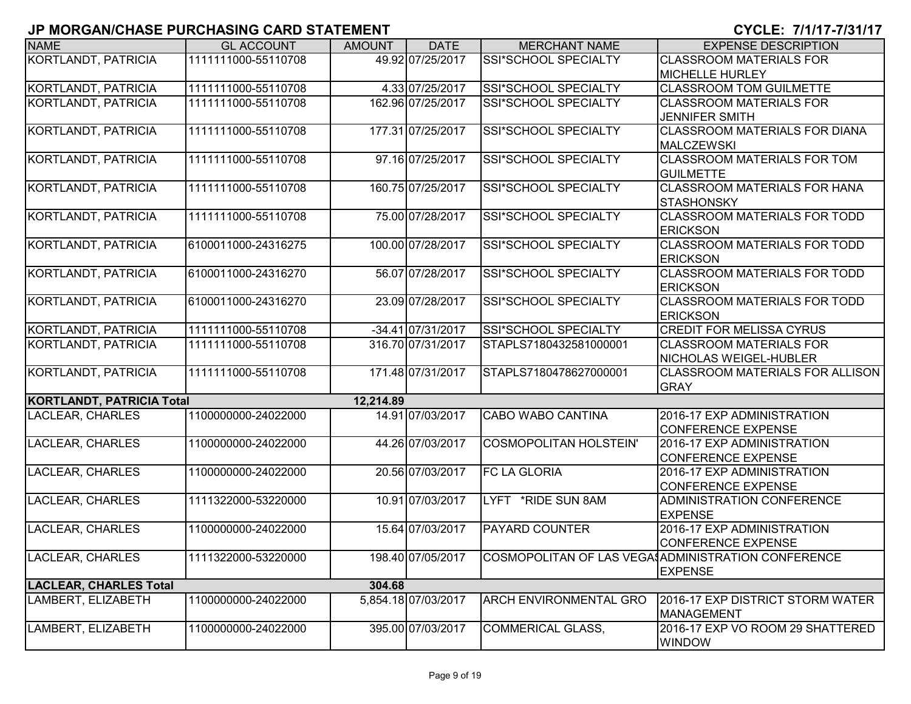# JP MORGAN/CHASE PURCHASING CARD STATEMENT

**CYCLE: 7/1/17-7/31/17**

| NAME | GL ACCOUNT | AMOUNT | DATE | MERCHANT NAME | EXPENSE DESCRIPTION |
|---|---|---|---|---|---|
| KORTLANDT, PATRICIA | 1111111000-55110708 | 49.92 | 07/25/2017 | SSI*SCHOOL SPECIALTY | CLASSROOM MATERIALS FOR MICHELLE HURLEY |
| KORTLANDT, PATRICIA | 1111111000-55110708 | 4.33 | 07/25/2017 | SSI*SCHOOL SPECIALTY | CLASSROOM TOM GUILMETTE |
| KORTLANDT, PATRICIA | 1111111000-55110708 | 162.96 | 07/25/2017 | SSI*SCHOOL SPECIALTY | CLASSROOM MATERIALS FOR JENNIFER SMITH |
| KORTLANDT, PATRICIA | 1111111000-55110708 | 177.31 | 07/25/2017 | SSI*SCHOOL SPECIALTY | CLASSROOM MATERIALS FOR DIANA MALCZEWSKI |
| KORTLANDT, PATRICIA | 1111111000-55110708 | 97.16 | 07/25/2017 | SSI*SCHOOL SPECIALTY | CLASSROOM MATERIALS FOR TOM GUILMETTE |
| KORTLANDT, PATRICIA | 1111111000-55110708 | 160.75 | 07/25/2017 | SSI*SCHOOL SPECIALTY | CLASSROOM MATERIALS FOR HANA STASHONSKY |
| KORTLANDT, PATRICIA | 1111111000-55110708 | 75.00 | 07/28/2017 | SSI*SCHOOL SPECIALTY | CLASSROOM MATERIALS FOR TODD ERICKSON |
| KORTLANDT, PATRICIA | 6100011000-24316275 | 100.00 | 07/28/2017 | SSI*SCHOOL SPECIALTY | CLASSROOM MATERIALS FOR TODD ERICKSON |
| KORTLANDT, PATRICIA | 6100011000-24316270 | 56.07 | 07/28/2017 | SSI*SCHOOL SPECIALTY | CLASSROOM MATERIALS FOR TODD ERICKSON |
| KORTLANDT, PATRICIA | 6100011000-24316270 | 23.09 | 07/28/2017 | SSI*SCHOOL SPECIALTY | CLASSROOM MATERIALS FOR TODD ERICKSON |
| KORTLANDT, PATRICIA | 1111111000-55110708 | -34.41 | 07/31/2017 | SSI*SCHOOL SPECIALTY | CREDIT FOR MELISSA CYRUS |
| KORTLANDT, PATRICIA | 1111111000-55110708 | 316.70 | 07/31/2017 | STAPLS7180432581000001 | CLASSROOM MATERIALS FOR NICHOLAS WEIGEL-HUBLER |
| KORTLANDT, PATRICIA | 1111111000-55110708 | 171.48 | 07/31/2017 | STAPLS7180478627000001 | CLASSROOM MATERIALS FOR ALLISON GRAY |
| **KORTLANDT, PATRICIA Total** | | **12,214.89** | | | |
| LACLEAR, CHARLES | 1100000000-24022000 | 14.91 | 07/03/2017 | CABO WABO CANTINA | 2016-17 EXP ADMINISTRATION CONFERENCE EXPENSE |
| LACLEAR, CHARLES | 1100000000-24022000 | 44.26 | 07/03/2017 | COSMOPOLITAN HOLSTEIN' | 2016-17 EXP ADMINISTRATION CONFERENCE EXPENSE |
| LACLEAR, CHARLES | 1100000000-24022000 | 20.56 | 07/03/2017 | FC LA GLORIA | 2016-17 EXP ADMINISTRATION CONFERENCE EXPENSE |
| LACLEAR, CHARLES | 1111322000-53220000 | 10.91 | 07/03/2017 | LYFT *RIDE SUN 8AM | ADMINISTRATION CONFERENCE EXPENSE |
| LACLEAR, CHARLES | 1100000000-24022000 | 15.64 | 07/03/2017 | PAYARD COUNTER | 2016-17 EXP ADMINISTRATION CONFERENCE EXPENSE |
| LACLEAR, CHARLES | 1111322000-53220000 | 198.40 | 07/05/2017 | COSMOPOLITAN OF LAS VEGAS | ADMINISTRATION CONFERENCE EXPENSE |
| **LACLEAR, CHARLES Total** | | **304.68** | | | |
| LAMBERT, ELIZABETH | 1100000000-24022000 | 5,854.18 | 07/03/2017 | ARCH ENVIRONMENTAL GRO | 2016-17 EXP DISTRICT STORM WATER MANAGEMENT |
| LAMBERT, ELIZABETH | 1100000000-24022000 | 395.00 | 07/03/2017 | COMMERICAL GLASS, | 2016-17 EXP VO ROOM 29 SHATTERED WINDOW |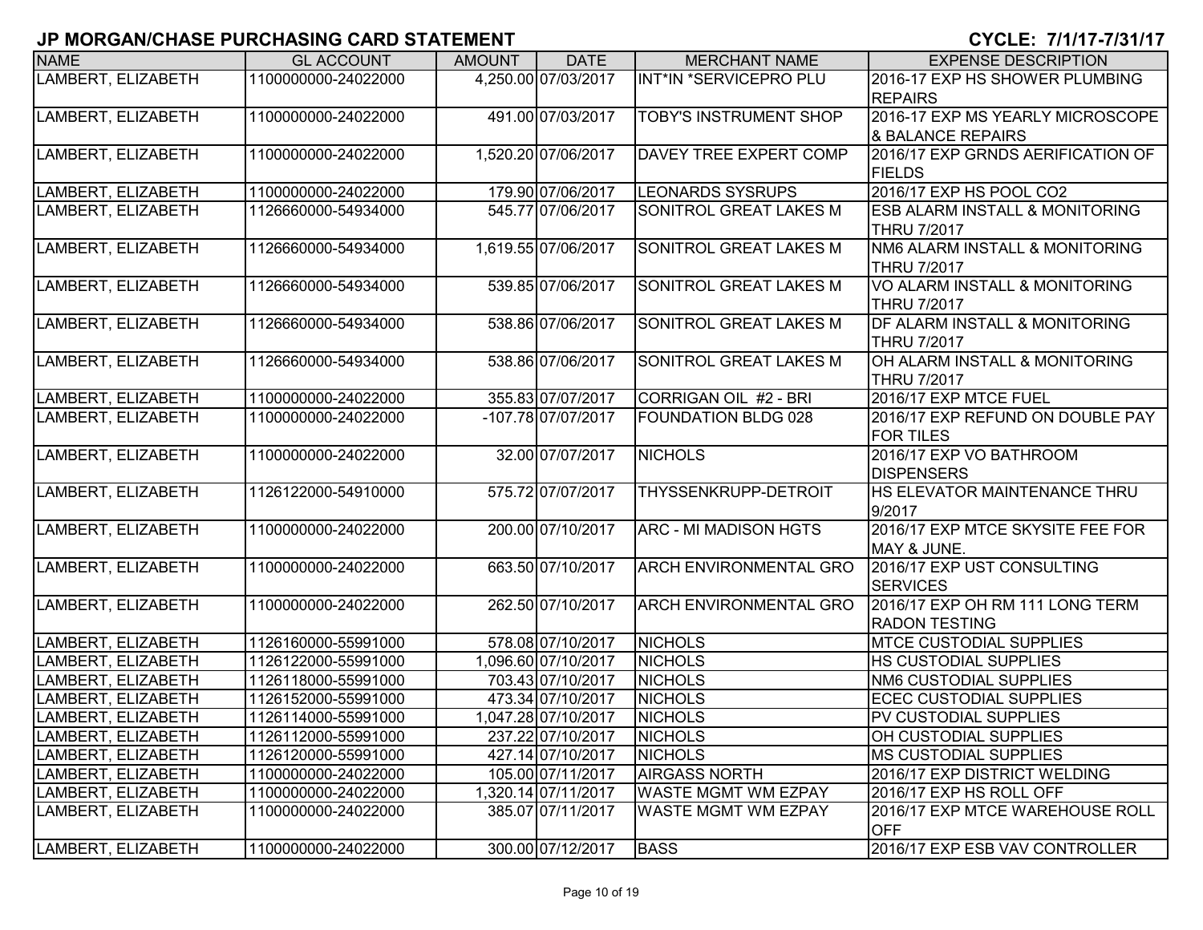# JP MORGAN/CHASE PURCHASING CARD STATEMENT

**CYCLE: 7/1/17-7/31/17**

| NAME | GL ACCOUNT | AMOUNT | DATE | MERCHANT NAME | EXPENSE DESCRIPTION |
|---|---|---|---|---|---|
| LAMBERT, ELIZABETH | 1100000000-24022000 | 4,250.00 | 07/03/2017 | INT*IN *SERVICEPRO PLU | 2016-17 EXP HS SHOWER PLUMBING REPAIRS |
| LAMBERT, ELIZABETH | 1100000000-24022000 | 491.00 | 07/03/2017 | TOBY'S INSTRUMENT SHOP | 2016-17 EXP MS YEARLY MICROSCOPE & BALANCE REPAIRS |
| LAMBERT, ELIZABETH | 1100000000-24022000 | 1,520.20 | 07/06/2017 | DAVEY TREE EXPERT COMP | 2016/17 EXP GRNDS AERIFICATION OF FIELDS |
| LAMBERT, ELIZABETH | 1100000000-24022000 | 179.90 | 07/06/2017 | LEONARDS SYSRUPS | 2016/17 EXP HS POOL CO2 |
| LAMBERT, ELIZABETH | 1126660000-54934000 | 545.77 | 07/06/2017 | SONITROL GREAT LAKES M | ESB ALARM INSTALL & MONITORING THRU 7/2017 |
| LAMBERT, ELIZABETH | 1126660000-54934000 | 1,619.55 | 07/06/2017 | SONITROL GREAT LAKES M | NM6 ALARM INSTALL & MONITORING THRU 7/2017 |
| LAMBERT, ELIZABETH | 1126660000-54934000 | 539.85 | 07/06/2017 | SONITROL GREAT LAKES M | VO ALARM INSTALL & MONITORING THRU 7/2017 |
| LAMBERT, ELIZABETH | 1126660000-54934000 | 538.86 | 07/06/2017 | SONITROL GREAT LAKES M | DF ALARM INSTALL & MONITORING THRU 7/2017 |
| LAMBERT, ELIZABETH | 1126660000-54934000 | 538.86 | 07/06/2017 | SONITROL GREAT LAKES M | OH ALARM INSTALL & MONITORING THRU 7/2017 |
| LAMBERT, ELIZABETH | 1100000000-24022000 | 355.83 | 07/07/2017 | CORRIGAN OIL #2 - BRI | 2016/17 EXP MTCE FUEL |
| LAMBERT, ELIZABETH | 1100000000-24022000 | -107.78 | 07/07/2017 | FOUNDATION BLDG 028 | 2016/17 EXP REFUND ON DOUBLE PAY FOR TILES |
| LAMBERT, ELIZABETH | 1100000000-24022000 | 32.00 | 07/07/2017 | NICHOLS | 2016/17 EXP VO BATHROOM DISPENSERS |
| LAMBERT, ELIZABETH | 1126122000-54910000 | 575.72 | 07/07/2017 | THYSSENKRUPP-DETROIT | HS ELEVATOR MAINTENANCE THRU 9/2017 |
| LAMBERT, ELIZABETH | 1100000000-24022000 | 200.00 | 07/10/2017 | ARC - MI MADISON HGTS | 2016/17 EXP MTCE SKYSITE FEE FOR MAY & JUNE. |
| LAMBERT, ELIZABETH | 1100000000-24022000 | 663.50 | 07/10/2017 | ARCH ENVIRONMENTAL GRO | 2016/17 EXP UST CONSULTING SERVICES |
| LAMBERT, ELIZABETH | 1100000000-24022000 | 262.50 | 07/10/2017 | ARCH ENVIRONMENTAL GRO | 2016/17 EXP OH RM 111 LONG TERM RADON TESTING |
| LAMBERT, ELIZABETH | 1126160000-55991000 | 578.08 | 07/10/2017 | NICHOLS | MTCE CUSTODIAL SUPPLIES |
| LAMBERT, ELIZABETH | 1126122000-55991000 | 1,096.60 | 07/10/2017 | NICHOLS | HS CUSTODIAL SUPPLIES |
| LAMBERT, ELIZABETH | 1126118000-55991000 | 703.43 | 07/10/2017 | NICHOLS | NM6 CUSTODIAL SUPPLIES |
| LAMBERT, ELIZABETH | 1126152000-55991000 | 473.34 | 07/10/2017 | NICHOLS | ECEC CUSTODIAL SUPPLIES |
| LAMBERT, ELIZABETH | 1126114000-55991000 | 1,047.28 | 07/10/2017 | NICHOLS | PV CUSTODIAL SUPPLIES |
| LAMBERT, ELIZABETH | 1126112000-55991000 | 237.22 | 07/10/2017 | NICHOLS | OH CUSTODIAL SUPPLIES |
| LAMBERT, ELIZABETH | 1126120000-55991000 | 427.14 | 07/10/2017 | NICHOLS | MS CUSTODIAL SUPPLIES |
| LAMBERT, ELIZABETH | 1100000000-24022000 | 105.00 | 07/11/2017 | AIRGASS NORTH | 2016/17 EXP DISTRICT WELDING |
| LAMBERT, ELIZABETH | 1100000000-24022000 | 1,320.14 | 07/11/2017 | WASTE MGMT WM EZPAY | 2016/17 EXP HS ROLL OFF |
| LAMBERT, ELIZABETH | 1100000000-24022000 | 385.07 | 07/11/2017 | WASTE MGMT WM EZPAY | 2016/17 EXP MTCE WAREHOUSE ROLL OFF |
| LAMBERT, ELIZABETH | 1100000000-24022000 | 300.00 | 07/12/2017 | BASS | 2016/17 EXP ESB VAV CONTROLLER |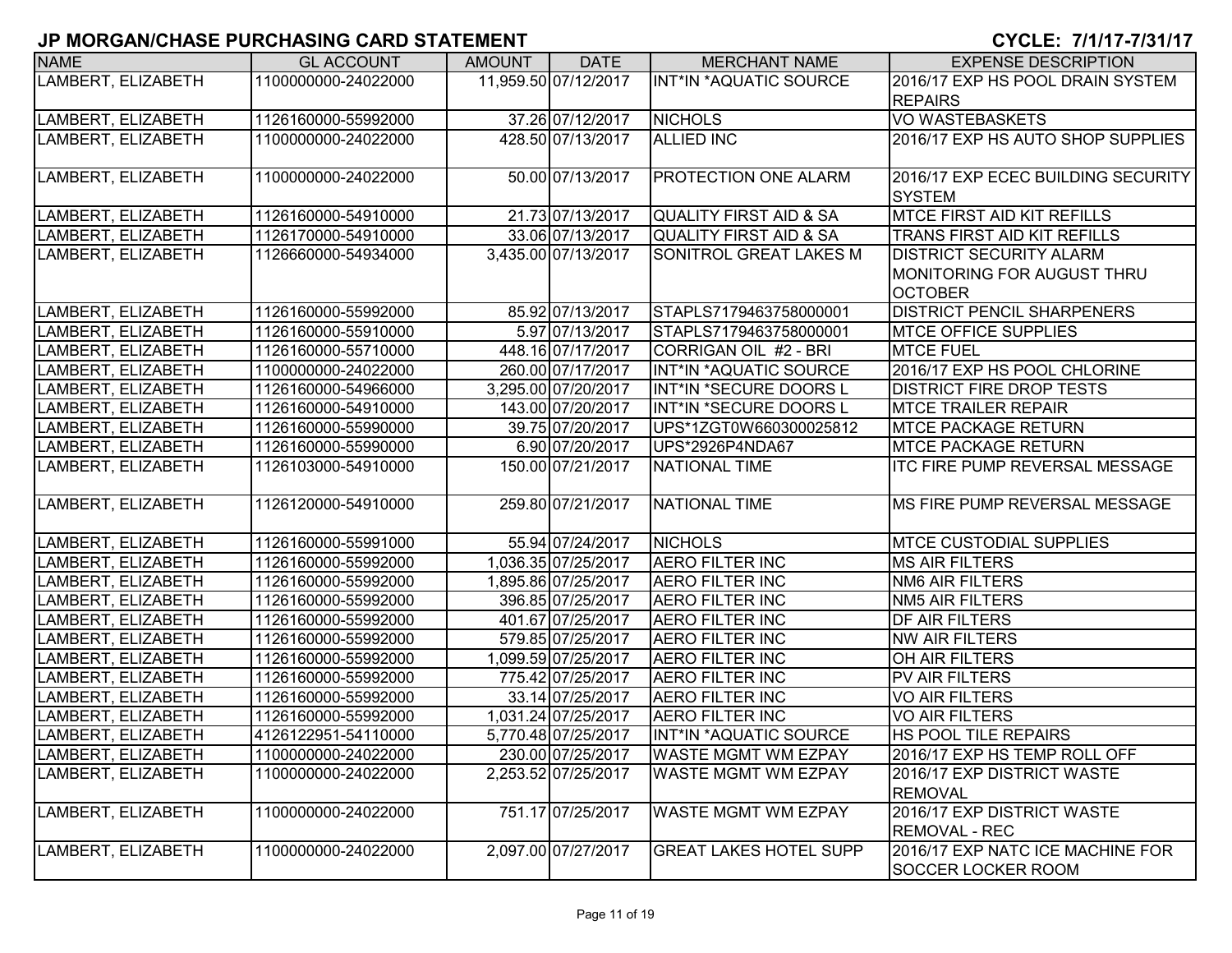# JP MORGAN/CHASE PURCHASING CARD STATEMENT

**CYCLE: 7/1/17-7/31/17**

| NAME | GL ACCOUNT | AMOUNT | DATE | MERCHANT NAME | EXPENSE DESCRIPTION |
|---|---|---|---|---|---|
| LAMBERT, ELIZABETH | 1100000000-24022000 | 11,959.50 | 07/12/2017 | INT*IN *AQUATIC SOURCE | 2016/17 EXP HS POOL DRAIN SYSTEM REPAIRS |
| LAMBERT, ELIZABETH | 1126160000-55992000 | 37.26 | 07/12/2017 | NICHOLS | VO WASTEBASKETS |
| LAMBERT, ELIZABETH | 1100000000-24022000 | 428.50 | 07/13/2017 | ALLIED INC | 2016/17 EXP HS AUTO SHOP SUPPLIES |
| LAMBERT, ELIZABETH | 1100000000-24022000 | 50.00 | 07/13/2017 | PROTECTION ONE ALARM | 2016/17 EXP ECEC BUILDING SECURITY SYSTEM |
| LAMBERT, ELIZABETH | 1126160000-54910000 | 21.73 | 07/13/2017 | QUALITY FIRST AID & SA | MTCE FIRST AID KIT REFILLS |
| LAMBERT, ELIZABETH | 1126170000-54910000 | 33.06 | 07/13/2017 | QUALITY FIRST AID & SA | TRANS FIRST AID KIT REFILLS |
| LAMBERT, ELIZABETH | 1126660000-54934000 | 3,435.00 | 07/13/2017 | SONITROL GREAT LAKES M | DISTRICT SECURITY ALARM MONITORING FOR AUGUST THRU OCTOBER |
| LAMBERT, ELIZABETH | 1126160000-55992000 | 85.92 | 07/13/2017 | STAPLS7179463758000001 | DISTRICT PENCIL SHARPENERS |
| LAMBERT, ELIZABETH | 1126160000-55910000 | 5.97 | 07/13/2017 | STAPLS7179463758000001 | MTCE OFFICE SUPPLIES |
| LAMBERT, ELIZABETH | 1126160000-55710000 | 448.16 | 07/17/2017 | CORRIGAN OIL #2 - BRI | MTCE FUEL |
| LAMBERT, ELIZABETH | 1100000000-24022000 | 260.00 | 07/17/2017 | INT*IN *AQUATIC SOURCE | 2016/17 EXP HS POOL CHLORINE |
| LAMBERT, ELIZABETH | 1126160000-54966000 | 3,295.00 | 07/20/2017 | INT*IN *SECURE DOORS L | DISTRICT FIRE DROP TESTS |
| LAMBERT, ELIZABETH | 1126160000-54910000 | 143.00 | 07/20/2017 | INT*IN *SECURE DOORS L | MTCE TRAILER REPAIR |
| LAMBERT, ELIZABETH | 1126160000-55990000 | 39.75 | 07/20/2017 | UPS*1ZGT0W660300025812 | MTCE PACKAGE RETURN |
| LAMBERT, ELIZABETH | 1126160000-55990000 | 6.90 | 07/20/2017 | UPS*2926P4NDA67 | MTCE PACKAGE RETURN |
| LAMBERT, ELIZABETH | 1126103000-54910000 | 150.00 | 07/21/2017 | NATIONAL TIME | ITC FIRE PUMP REVERSAL MESSAGE |
| LAMBERT, ELIZABETH | 1126120000-54910000 | 259.80 | 07/21/2017 | NATIONAL TIME | MS FIRE PUMP REVERSAL MESSAGE |
| LAMBERT, ELIZABETH | 1126160000-55991000 | 55.94 | 07/24/2017 | NICHOLS | MTCE CUSTODIAL SUPPLIES |
| LAMBERT, ELIZABETH | 1126160000-55992000 | 1,036.35 | 07/25/2017 | AERO FILTER INC | MS AIR FILTERS |
| LAMBERT, ELIZABETH | 1126160000-55992000 | 1,895.86 | 07/25/2017 | AERO FILTER INC | NM6 AIR FILTERS |
| LAMBERT, ELIZABETH | 1126160000-55992000 | 396.85 | 07/25/2017 | AERO FILTER INC | NM5 AIR FILTERS |
| LAMBERT, ELIZABETH | 1126160000-55992000 | 401.67 | 07/25/2017 | AERO FILTER INC | DF AIR FILTERS |
| LAMBERT, ELIZABETH | 1126160000-55992000 | 579.85 | 07/25/2017 | AERO FILTER INC | NW AIR FILTERS |
| LAMBERT, ELIZABETH | 1126160000-55992000 | 1,099.59 | 07/25/2017 | AERO FILTER INC | OH AIR FILTERS |
| LAMBERT, ELIZABETH | 1126160000-55992000 | 775.42 | 07/25/2017 | AERO FILTER INC | PV AIR FILTERS |
| LAMBERT, ELIZABETH | 1126160000-55992000 | 33.14 | 07/25/2017 | AERO FILTER INC | VO AIR FILTERS |
| LAMBERT, ELIZABETH | 1126160000-55992000 | 1,031.24 | 07/25/2017 | AERO FILTER INC | VO AIR FILTERS |
| LAMBERT, ELIZABETH | 4126122951-54110000 | 5,770.48 | 07/25/2017 | INT*IN *AQUATIC SOURCE | HS POOL TILE REPAIRS |
| LAMBERT, ELIZABETH | 1100000000-24022000 | 230.00 | 07/25/2017 | WASTE MGMT WM EZPAY | 2016/17 EXP HS TEMP ROLL OFF |
| LAMBERT, ELIZABETH | 1100000000-24022000 | 2,253.52 | 07/25/2017 | WASTE MGMT WM EZPAY | 2016/17 EXP DISTRICT WASTE REMOVAL |
| LAMBERT, ELIZABETH | 1100000000-24022000 | 751.17 | 07/25/2017 | WASTE MGMT WM EZPAY | 2016/17 EXP DISTRICT WASTE REMOVAL - REC |
| LAMBERT, ELIZABETH | 1100000000-24022000 | 2,097.00 | 07/27/2017 | GREAT LAKES HOTEL SUPP | 2016/17 EXP NATC ICE MACHINE FOR SOCCER LOCKER ROOM |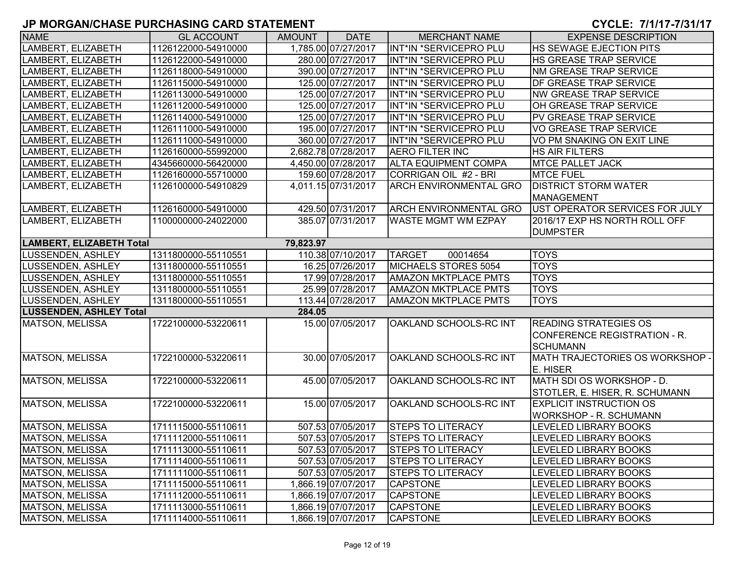## JP MORGAN/CHASE PURCHASING CARD STATEMENT

**CYCLE: 7/1/17-7/31/17**

| NAME | GL ACCOUNT | AMOUNT | DATE | MERCHANT NAME | EXPENSE DESCRIPTION |
|---|---|---|---|---|---|
| LAMBERT, ELIZABETH | 1126122000-54910000 | 1,785.00 | 07/27/2017 | INT*IN *SERVICEPRO PLU | HS SEWAGE EJECTION PITS |
| LAMBERT, ELIZABETH | 1126122000-54910000 | 280.00 | 07/27/2017 | INT*IN *SERVICEPRO PLU | HS GREASE TRAP SERVICE |
| LAMBERT, ELIZABETH | 1126118000-54910000 | 390.00 | 07/27/2017 | INT*IN *SERVICEPRO PLU | NM GREASE TRAP SERVICE |
| LAMBERT, ELIZABETH | 1126115000-54910000 | 125.00 | 07/27/2017 | INT*IN *SERVICEPRO PLU | DF GREASE TRAP SERVICE |
| LAMBERT, ELIZABETH | 1126113000-54910000 | 125.00 | 07/27/2017 | INT*IN *SERVICEPRO PLU | NW GREASE TRAP SERVICE |
| LAMBERT, ELIZABETH | 1126112000-54910000 | 125.00 | 07/27/2017 | INT*IN *SERVICEPRO PLU | OH GREASE TRAP SERVICE |
| LAMBERT, ELIZABETH | 1126114000-54910000 | 125.00 | 07/27/2017 | INT*IN *SERVICEPRO PLU | PV GREASE TRAP SERVICE |
| LAMBERT, ELIZABETH | 1126111000-54910000 | 195.00 | 07/27/2017 | INT*IN *SERVICEPRO PLU | VO GREASE TRAP SERVICE |
| LAMBERT, ELIZABETH | 1126111000-54910000 | 360.00 | 07/27/2017 | INT*IN *SERVICEPRO PLU | VO PM SNAKING ON EXIT LINE |
| LAMBERT, ELIZABETH | 1126160000-55992000 | 2,682.78 | 07/28/2017 | AERO FILTER INC | HS AIR FILTERS |
| LAMBERT, ELIZABETH | 4345660000-56420000 | 4,450.00 | 07/28/2017 | ALTA EQUIPMENT COMPA | MTCE PALLET JACK |
| LAMBERT, ELIZABETH | 1126160000-55710000 | 159.60 | 07/28/2017 | CORRIGAN OIL #2 - BRI | MTCE FUEL |
| LAMBERT, ELIZABETH | 1126100000-54910829 | 4,011.15 | 07/31/2017 | ARCH ENVIRONMENTAL GRO | DISTRICT STORM WATER MANAGEMENT |
| LAMBERT, ELIZABETH | 1126160000-54910000 | 429.50 | 07/31/2017 | ARCH ENVIRONMENTAL GRO | UST OPERATOR SERVICES FOR JULY |
| LAMBERT, ELIZABETH | 1100000000-24022000 | 385.07 | 07/31/2017 | WASTE MGMT WM EZPAY | 2016/17 EXP HS NORTH ROLL OFF DUMPSTER |
| **LAMBERT, ELIZABETH Total** | | **79,823.97** | | | |
| LUSSENDEN, ASHLEY | 1311800000-55110551 | 110.38 | 07/10/2017 | TARGET 00014654 | TOYS |
| LUSSENDEN, ASHLEY | 1311800000-55110551 | 16.25 | 07/26/2017 | MICHAELS STORES 5054 | TOYS |
| LUSSENDEN, ASHLEY | 1311800000-55110551 | 17.99 | 07/28/2017 | AMAZON MKTPLACE PMTS | TOYS |
| LUSSENDEN, ASHLEY | 1311800000-55110551 | 25.99 | 07/28/2017 | AMAZON MKTPLACE PMTS | TOYS |
| LUSSENDEN, ASHLEY | 1311800000-55110551 | 113.44 | 07/28/2017 | AMAZON MKTPLACE PMTS | TOYS |
| **LUSSENDEN, ASHLEY Total** | | **284.05** | | | |
| MATSON, MELISSA | 1722100000-53220611 | 15.00 | 07/05/2017 | OAKLAND SCHOOLS-RC INT | READING STRATEGIES OS CONFERENCE REGISTRATION - R. SCHUMANN |
| MATSON, MELISSA | 1722100000-53220611 | 30.00 | 07/05/2017 | OAKLAND SCHOOLS-RC INT | MATH TRAJECTORIES OS WORKSHOP - E. HISER |
| MATSON, MELISSA | 1722100000-53220611 | 45.00 | 07/05/2017 | OAKLAND SCHOOLS-RC INT | MATH SDI OS WORKSHOP - D. STOTLER, E. HISER, R. SCHUMANN |
| MATSON, MELISSA | 1722100000-53220611 | 15.00 | 07/05/2017 | OAKLAND SCHOOLS-RC INT | EXPLICIT INSTRUCTION OS WORKSHOP - R. SCHUMANN |
| MATSON, MELISSA | 1711115000-55110611 | 507.53 | 07/05/2017 | STEPS TO LITERACY | LEVELED LIBRARY BOOKS |
| MATSON, MELISSA | 1711112000-55110611 | 507.53 | 07/05/2017 | STEPS TO LITERACY | LEVELED LIBRARY BOOKS |
| MATSON, MELISSA | 1711113000-55110611 | 507.53 | 07/05/2017 | STEPS TO LITERACY | LEVELED LIBRARY BOOKS |
| MATSON, MELISSA | 1711114000-55110611 | 507.53 | 07/05/2017 | STEPS TO LITERACY | LEVELED LIBRARY BOOKS |
| MATSON, MELISSA | 1711111000-55110611 | 507.53 | 07/05/2017 | STEPS TO LITERACY | LEVELED LIBRARY BOOKS |
| MATSON, MELISSA | 1711115000-55110611 | 1,866.19 | 07/07/2017 | CAPSTONE | LEVELED LIBRARY BOOKS |
| MATSON, MELISSA | 1711112000-55110611 | 1,866.19 | 07/07/2017 | CAPSTONE | LEVELED LIBRARY BOOKS |
| MATSON, MELISSA | 1711113000-55110611 | 1,866.19 | 07/07/2017 | CAPSTONE | LEVELED LIBRARY BOOKS |
| MATSON, MELISSA | 1711114000-55110611 | 1,866.19 | 07/07/2017 | CAPSTONE | LEVELED LIBRARY BOOKS |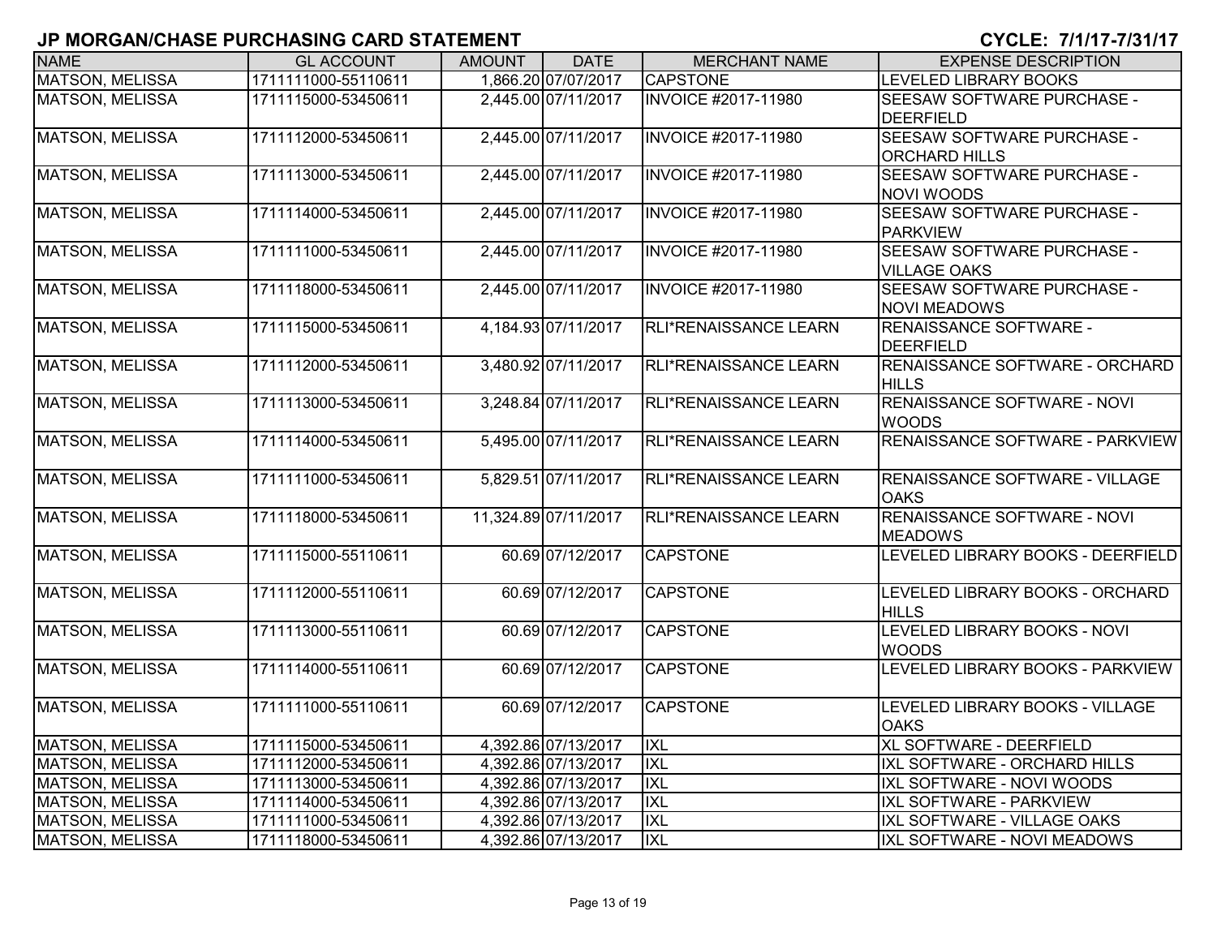## JP MORGAN/CHASE PURCHASING CARD STATEMENT

**CYCLE: 7/1/17-7/31/17**

| NAME | GL ACCOUNT | AMOUNT | DATE | MERCHANT NAME | EXPENSE DESCRIPTION |
|---|---|---|---|---|---|
| MATSON, MELISSA | 1711111000-55110611 | 1,866.20 | 07/07/2017 | CAPSTONE | LEVELED LIBRARY BOOKS |
| MATSON, MELISSA | 1711115000-53450611 | 2,445.00 | 07/11/2017 | INVOICE #2017-11980 | SEESAW SOFTWARE PURCHASE - DEERFIELD |
| MATSON, MELISSA | 1711112000-53450611 | 2,445.00 | 07/11/2017 | INVOICE #2017-11980 | SEESAW SOFTWARE PURCHASE - ORCHARD HILLS |
| MATSON, MELISSA | 1711113000-53450611 | 2,445.00 | 07/11/2017 | INVOICE #2017-11980 | SEESAW SOFTWARE PURCHASE - NOVI WOODS |
| MATSON, MELISSA | 1711114000-53450611 | 2,445.00 | 07/11/2017 | INVOICE #2017-11980 | SEESAW SOFTWARE PURCHASE - PARKVIEW |
| MATSON, MELISSA | 1711111000-53450611 | 2,445.00 | 07/11/2017 | INVOICE #2017-11980 | SEESAW SOFTWARE PURCHASE - VILLAGE OAKS |
| MATSON, MELISSA | 1711118000-53450611 | 2,445.00 | 07/11/2017 | INVOICE #2017-11980 | SEESAW SOFTWARE PURCHASE - NOVI MEADOWS |
| MATSON, MELISSA | 1711115000-53450611 | 4,184.93 | 07/11/2017 | RLI*RENAISSANCE LEARN | RENAISSANCE SOFTWARE - DEERFIELD |
| MATSON, MELISSA | 1711112000-53450611 | 3,480.92 | 07/11/2017 | RLI*RENAISSANCE LEARN | RENAISSANCE SOFTWARE - ORCHARD HILLS |
| MATSON, MELISSA | 1711113000-53450611 | 3,248.84 | 07/11/2017 | RLI*RENAISSANCE LEARN | RENAISSANCE SOFTWARE - NOVI WOODS |
| MATSON, MELISSA | 1711114000-53450611 | 5,495.00 | 07/11/2017 | RLI*RENAISSANCE LEARN | RENAISSANCE SOFTWARE - PARKVIEW |
| MATSON, MELISSA | 1711111000-53450611 | 5,829.51 | 07/11/2017 | RLI*RENAISSANCE LEARN | RENAISSANCE SOFTWARE - VILLAGE OAKS |
| MATSON, MELISSA | 1711118000-53450611 | 11,324.89 | 07/11/2017 | RLI*RENAISSANCE LEARN | RENAISSANCE SOFTWARE - NOVI MEADOWS |
| MATSON, MELISSA | 1711115000-55110611 | 60.69 | 07/12/2017 | CAPSTONE | LEVELED LIBRARY BOOKS - DEERFIELD |
| MATSON, MELISSA | 1711112000-55110611 | 60.69 | 07/12/2017 | CAPSTONE | LEVELED LIBRARY BOOKS - ORCHARD HILLS |
| MATSON, MELISSA | 1711113000-55110611 | 60.69 | 07/12/2017 | CAPSTONE | LEVELED LIBRARY BOOKS - NOVI WOODS |
| MATSON, MELISSA | 1711114000-55110611 | 60.69 | 07/12/2017 | CAPSTONE | LEVELED LIBRARY BOOKS - PARKVIEW |
| MATSON, MELISSA | 1711111000-55110611 | 60.69 | 07/12/2017 | CAPSTONE | LEVELED LIBRARY BOOKS - VILLAGE OAKS |
| MATSON, MELISSA | 1711115000-53450611 | 4,392.86 | 07/13/2017 | IXL | XL SOFTWARE - DEERFIELD |
| MATSON, MELISSA | 1711112000-53450611 | 4,392.86 | 07/13/2017 | IXL | IXL SOFTWARE - ORCHARD HILLS |
| MATSON, MELISSA | 1711113000-53450611 | 4,392.86 | 07/13/2017 | IXL | IXL SOFTWARE - NOVI WOODS |
| MATSON, MELISSA | 1711114000-53450611 | 4,392.86 | 07/13/2017 | IXL | IXL SOFTWARE - PARKVIEW |
| MATSON, MELISSA | 1711111000-53450611 | 4,392.86 | 07/13/2017 | IXL | IXL SOFTWARE - VILLAGE OAKS |
| MATSON, MELISSA | 1711118000-53450611 | 4,392.86 | 07/13/2017 | IXL | IXL SOFTWARE - NOVI MEADOWS |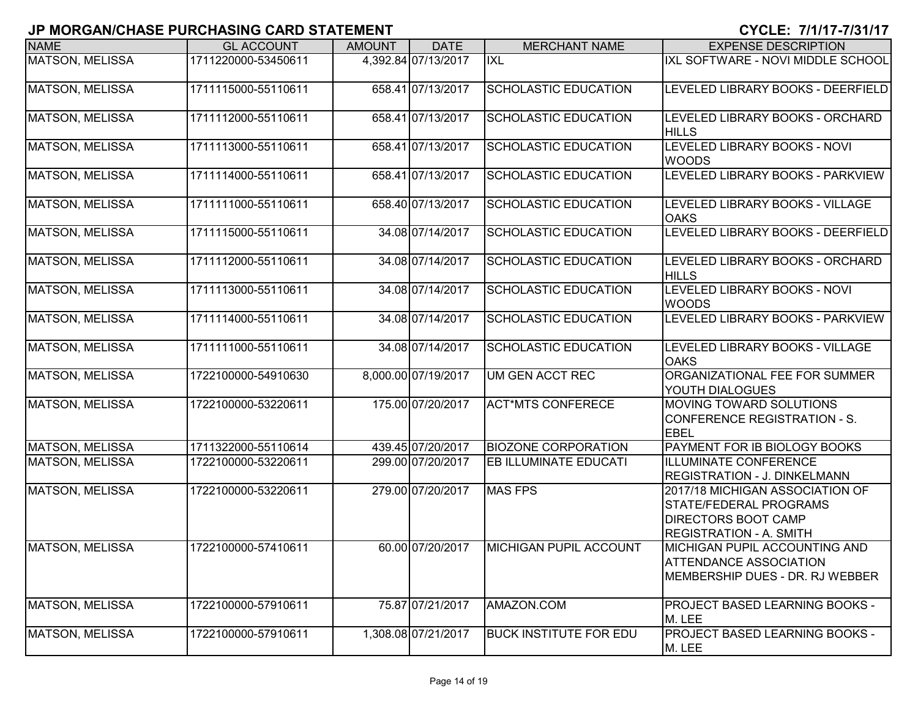## JP MORGAN/CHASE PURCHASING CARD STATEMENT

**CYCLE: 7/1/17-7/31/17**

| NAME | GL ACCOUNT | AMOUNT | DATE | MERCHANT NAME | EXPENSE DESCRIPTION |
|---|---|---|---|---|---|
| MATSON, MELISSA | 1711220000-53450611 | 4,392.84 | 07/13/2017 | IXL | IXL SOFTWARE - NOVI MIDDLE SCHOOL |
| MATSON, MELISSA | 1711115000-55110611 | 658.41 | 07/13/2017 | SCHOLASTIC EDUCATION | LEVELED LIBRARY BOOKS - DEERFIELD |
| MATSON, MELISSA | 1711112000-55110611 | 658.41 | 07/13/2017 | SCHOLASTIC EDUCATION | LEVELED LIBRARY BOOKS - ORCHARD HILLS |
| MATSON, MELISSA | 1711113000-55110611 | 658.41 | 07/13/2017 | SCHOLASTIC EDUCATION | LEVELED LIBRARY BOOKS - NOVI WOODS |
| MATSON, MELISSA | 1711114000-55110611 | 658.41 | 07/13/2017 | SCHOLASTIC EDUCATION | LEVELED LIBRARY BOOKS - PARKVIEW |
| MATSON, MELISSA | 1711111000-55110611 | 658.40 | 07/13/2017 | SCHOLASTIC EDUCATION | LEVELED LIBRARY BOOKS - VILLAGE OAKS |
| MATSON, MELISSA | 1711115000-55110611 | 34.08 | 07/14/2017 | SCHOLASTIC EDUCATION | LEVELED LIBRARY BOOKS - DEERFIELD |
| MATSON, MELISSA | 1711112000-55110611 | 34.08 | 07/14/2017 | SCHOLASTIC EDUCATION | LEVELED LIBRARY BOOKS - ORCHARD HILLS |
| MATSON, MELISSA | 1711113000-55110611 | 34.08 | 07/14/2017 | SCHOLASTIC EDUCATION | LEVELED LIBRARY BOOKS - NOVI WOODS |
| MATSON, MELISSA | 1711114000-55110611 | 34.08 | 07/14/2017 | SCHOLASTIC EDUCATION | LEVELED LIBRARY BOOKS - PARKVIEW |
| MATSON, MELISSA | 1711111000-55110611 | 34.08 | 07/14/2017 | SCHOLASTIC EDUCATION | LEVELED LIBRARY BOOKS - VILLAGE OAKS |
| MATSON, MELISSA | 1722100000-54910630 | 8,000.00 | 07/19/2017 | UM GEN ACCT REC | ORGANIZATIONAL FEE FOR SUMMER YOUTH DIALOGUES |
| MATSON, MELISSA | 1722100000-53220611 | 175.00 | 07/20/2017 | ACT*MTS CONFERECE | MOVING TOWARD SOLUTIONS CONFERENCE REGISTRATION - S. EBEL |
| MATSON, MELISSA | 1711322000-55110614 | 439.45 | 07/20/2017 | BIOZONE CORPORATION | PAYMENT FOR IB BIOLOGY BOOKS |
| MATSON, MELISSA | 1722100000-53220611 | 299.00 | 07/20/2017 | EB ILLUMINATE EDUCATI | ILLUMINATE CONFERENCE REGISTRATION - J. DINKELMANN |
| MATSON, MELISSA | 1722100000-53220611 | 279.00 | 07/20/2017 | MAS FPS | 2017/18 MICHIGAN ASSOCIATION OF STATE/FEDERAL PROGRAMS DIRECTORS BOOT CAMP REGISTRATION - A. SMITH |
| MATSON, MELISSA | 1722100000-57410611 | 60.00 | 07/20/2017 | MICHIGAN PUPIL ACCOUNT | MICHIGAN PUPIL ACCOUNTING AND ATTENDANCE ASSOCIATION MEMBERSHIP DUES - DR. RJ WEBBER |
| MATSON, MELISSA | 1722100000-57910611 | 75.87 | 07/21/2017 | AMAZON.COM | PROJECT BASED LEARNING BOOKS - M. LEE |
| MATSON, MELISSA | 1722100000-57910611 | 1,308.08 | 07/21/2017 | BUCK INSTITUTE FOR EDU | PROJECT BASED LEARNING BOOKS - M. LEE |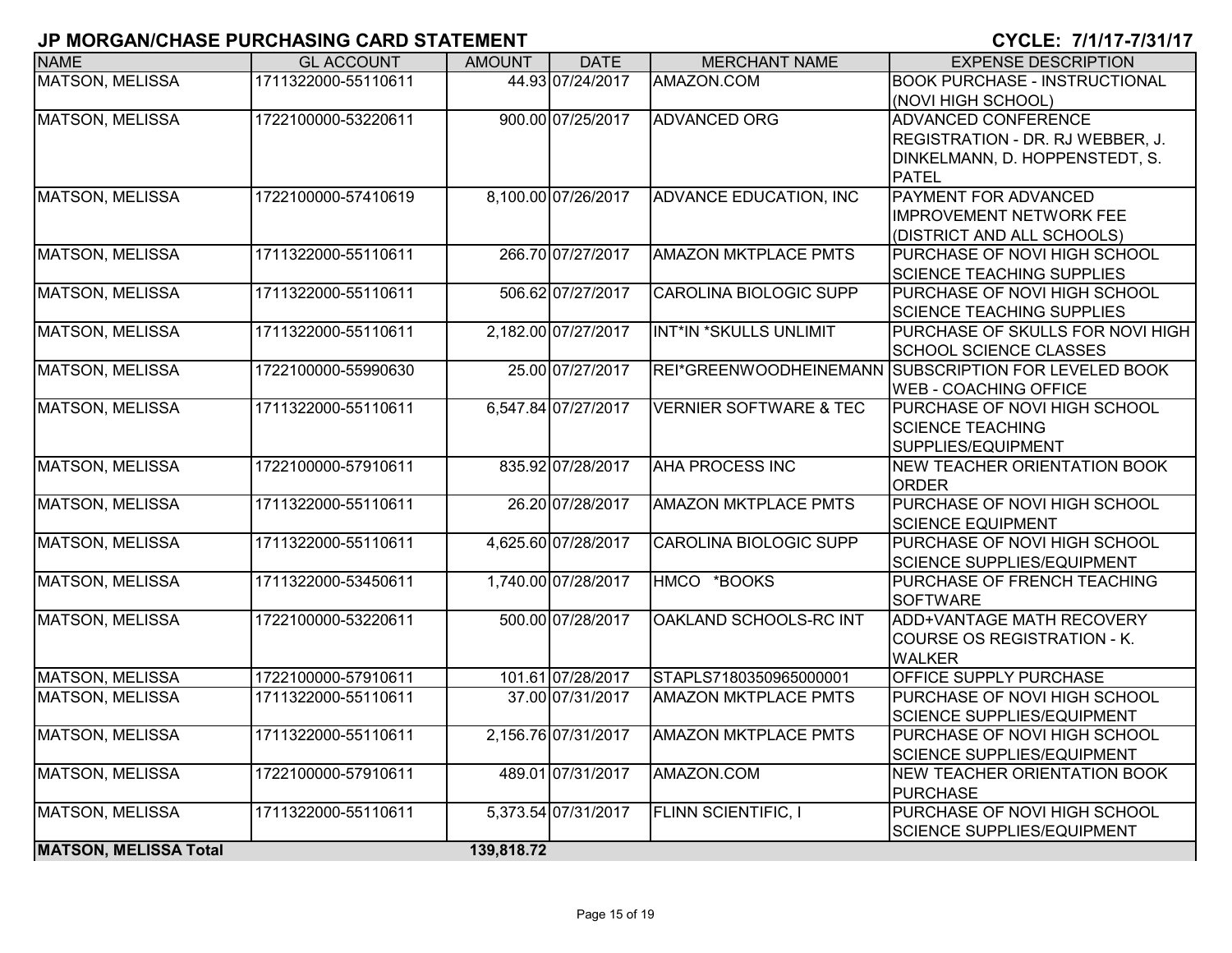## JP MORGAN/CHASE PURCHASING CARD STATEMENT

**CYCLE: 7/1/17-7/31/17**

| NAME | GL ACCOUNT | AMOUNT | DATE | MERCHANT NAME | EXPENSE DESCRIPTION |
|---|---|---|---|---|---|
| MATSON, MELISSA | 1711322000-55110611 | 44.93 | 07/24/2017 | AMAZON.COM | BOOK PURCHASE - INSTRUCTIONAL (NOVI HIGH SCHOOL) |
| MATSON, MELISSA | 1722100000-53220611 | 900.00 | 07/25/2017 | ADVANCED ORG | ADVANCED CONFERENCE REGISTRATION - DR. RJ WEBBER, J. DINKELMANN, D. HOPPENSTEDT, S. PATEL |
| MATSON, MELISSA | 1722100000-57410619 | 8,100.00 | 07/26/2017 | ADVANCE EDUCATION, INC | PAYMENT FOR ADVANCED IMPROVEMENT NETWORK FEE (DISTRICT AND ALL SCHOOLS) |
| MATSON, MELISSA | 1711322000-55110611 | 266.70 | 07/27/2017 | AMAZON MKTPLACE PMTS | PURCHASE OF NOVI HIGH SCHOOL SCIENCE TEACHING SUPPLIES |
| MATSON, MELISSA | 1711322000-55110611 | 506.62 | 07/27/2017 | CAROLINA BIOLOGIC SUPP | PURCHASE OF NOVI HIGH SCHOOL SCIENCE TEACHING SUPPLIES |
| MATSON, MELISSA | 1711322000-55110611 | 2,182.00 | 07/27/2017 | INT*IN *SKULLS UNLIMIT | PURCHASE OF SKULLS FOR NOVI HIGH SCHOOL SCIENCE CLASSES |
| MATSON, MELISSA | 1722100000-55990630 | 25.00 | 07/27/2017 | REI*GREENWOODHEINEMANN | SUBSCRIPTION FOR LEVELED BOOK WEB - COACHING OFFICE |
| MATSON, MELISSA | 1711322000-55110611 | 6,547.84 | 07/27/2017 | VERNIER SOFTWARE & TEC | PURCHASE OF NOVI HIGH SCHOOL SCIENCE TEACHING SUPPLIES/EQUIPMENT |
| MATSON, MELISSA | 1722100000-57910611 | 835.92 | 07/28/2017 | AHA PROCESS INC | NEW TEACHER ORIENTATION BOOK ORDER |
| MATSON, MELISSA | 1711322000-55110611 | 26.20 | 07/28/2017 | AMAZON MKTPLACE PMTS | PURCHASE OF NOVI HIGH SCHOOL SCIENCE EQUIPMENT |
| MATSON, MELISSA | 1711322000-55110611 | 4,625.60 | 07/28/2017 | CAROLINA BIOLOGIC SUPP | PURCHASE OF NOVI HIGH SCHOOL SCIENCE SUPPLIES/EQUIPMENT |
| MATSON, MELISSA | 1711322000-53450611 | 1,740.00 | 07/28/2017 | HMCO *BOOKS | PURCHASE OF FRENCH TEACHING SOFTWARE |
| MATSON, MELISSA | 1722100000-53220611 | 500.00 | 07/28/2017 | OAKLAND SCHOOLS-RC INT | ADD+VANTAGE MATH RECOVERY COURSE OS REGISTRATION - K. WALKER |
| MATSON, MELISSA | 1722100000-57910611 | 101.61 | 07/28/2017 | STAPLS7180350965000001 | OFFICE SUPPLY PURCHASE |
| MATSON, MELISSA | 1711322000-55110611 | 37.00 | 07/31/2017 | AMAZON MKTPLACE PMTS | PURCHASE OF NOVI HIGH SCHOOL SCIENCE SUPPLIES/EQUIPMENT |
| MATSON, MELISSA | 1711322000-55110611 | 2,156.76 | 07/31/2017 | AMAZON MKTPLACE PMTS | PURCHASE OF NOVI HIGH SCHOOL SCIENCE SUPPLIES/EQUIPMENT |
| MATSON, MELISSA | 1722100000-57910611 | 489.01 | 07/31/2017 | AMAZON.COM | NEW TEACHER ORIENTATION BOOK PURCHASE |
| MATSON, MELISSA | 1711322000-55110611 | 5,373.54 | 07/31/2017 | FLINN SCIENTIFIC, I | PURCHASE OF NOVI HIGH SCHOOL SCIENCE SUPPLIES/EQUIPMENT |
| **MATSON, MELISSA Total** | | **139,818.72** | | | |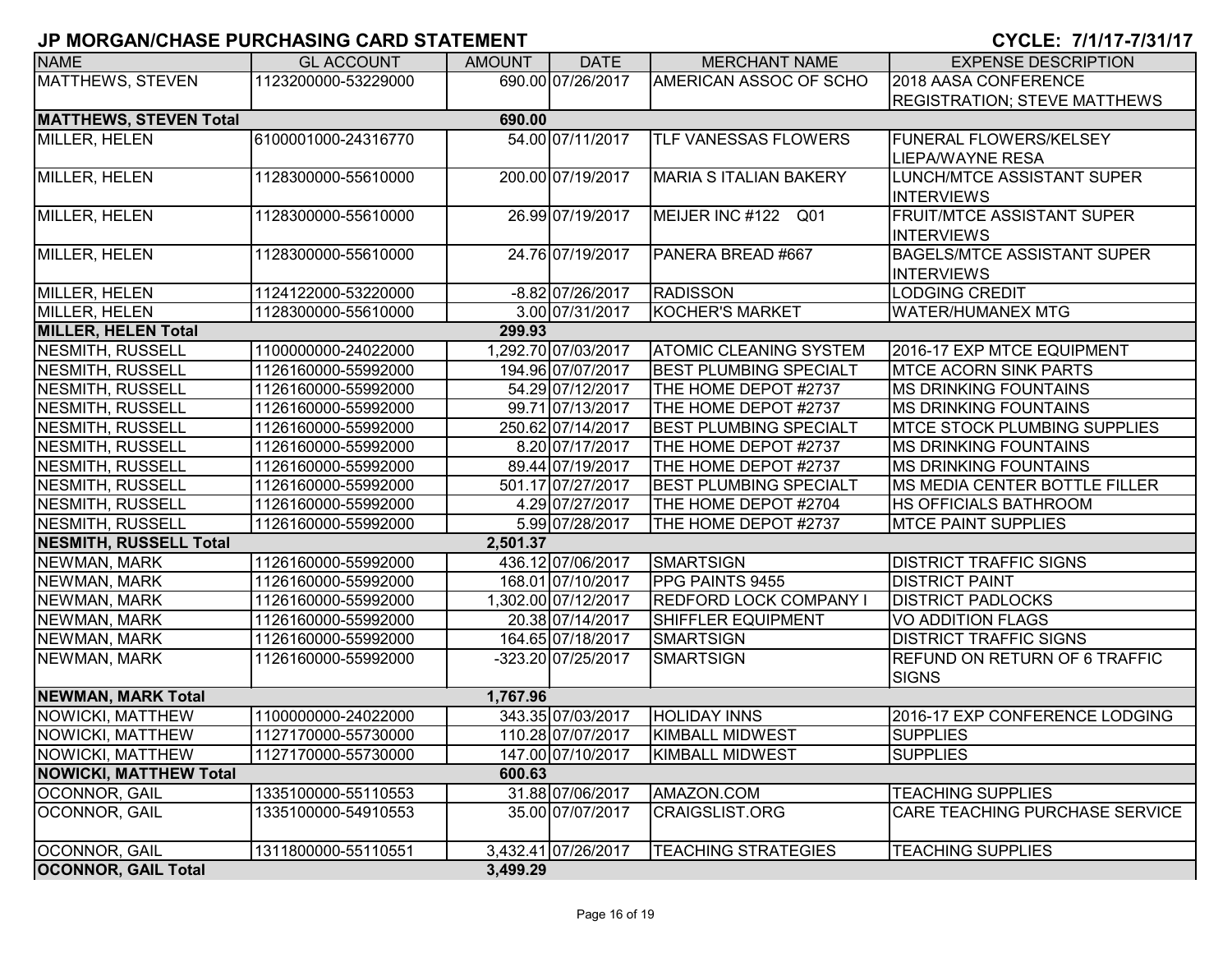# JP MORGAN/CHASE PURCHASING CARD STATEMENT

**CYCLE: 7/1/17-7/31/17**

| NAME | GL ACCOUNT | AMOUNT | DATE | MERCHANT NAME | EXPENSE DESCRIPTION |
|---|---|---|---|---|---|
| MATTHEWS, STEVEN | 1123200000-53229000 | 690.00 | 07/26/2017 | AMERICAN ASSOC OF SCHO | 2018 AASA CONFERENCE REGISTRATION; STEVE MATTHEWS |
| **MATTHEWS, STEVEN Total** | | **690.00** | | | |
| MILLER, HELEN | 6100001000-24316770 | 54.00 | 07/11/2017 | TLF VANESSAS FLOWERS | FUNERAL FLOWERS/KELSEY LIEPA/WAYNE RESA |
| MILLER, HELEN | 1128300000-55610000 | 200.00 | 07/19/2017 | MARIA S ITALIAN BAKERY | LUNCH/MTCE ASSISTANT SUPER INTERVIEWS |
| MILLER, HELEN | 1128300000-55610000 | 26.99 | 07/19/2017 | MEIJER INC #122 Q01 | FRUIT/MTCE ASSISTANT SUPER INTERVIEWS |
| MILLER, HELEN | 1128300000-55610000 | 24.76 | 07/19/2017 | PANERA BREAD #667 | BAGELS/MTCE ASSISTANT SUPER INTERVIEWS |
| MILLER, HELEN | 1124122000-53220000 | -8.82 | 07/26/2017 | RADISSON | LODGING CREDIT |
| MILLER, HELEN | 1128300000-55610000 | 3.00 | 07/31/2017 | KOCHER'S MARKET | WATER/HUMANEX MTG |
| **MILLER, HELEN Total** | | **299.93** | | | |
| NESMITH, RUSSELL | 1100000000-24022000 | 1,292.70 | 07/03/2017 | ATOMIC CLEANING SYSTEM | 2016-17 EXP MTCE EQUIPMENT |
| NESMITH, RUSSELL | 1126160000-55992000 | 194.96 | 07/07/2017 | BEST PLUMBING SPECIALT | MTCE ACORN SINK PARTS |
| NESMITH, RUSSELL | 1126160000-55992000 | 54.29 | 07/12/2017 | THE HOME DEPOT #2737 | MS DRINKING FOUNTAINS |
| NESMITH, RUSSELL | 1126160000-55992000 | 99.71 | 07/13/2017 | THE HOME DEPOT #2737 | MS DRINKING FOUNTAINS |
| NESMITH, RUSSELL | 1126160000-55992000 | 250.62 | 07/14/2017 | BEST PLUMBING SPECIALT | MTCE STOCK PLUMBING SUPPLIES |
| NESMITH, RUSSELL | 1126160000-55992000 | 8.20 | 07/17/2017 | THE HOME DEPOT #2737 | MS DRINKING FOUNTAINS |
| NESMITH, RUSSELL | 1126160000-55992000 | 89.44 | 07/19/2017 | THE HOME DEPOT #2737 | MS DRINKING FOUNTAINS |
| NESMITH, RUSSELL | 1126160000-55992000 | 501.17 | 07/27/2017 | BEST PLUMBING SPECIALT | MS MEDIA CENTER BOTTLE FILLER |
| NESMITH, RUSSELL | 1126160000-55992000 | 4.29 | 07/27/2017 | THE HOME DEPOT #2704 | HS OFFICIALS BATHROOM |
| NESMITH, RUSSELL | 1126160000-55992000 | 5.99 | 07/28/2017 | THE HOME DEPOT #2737 | MTCE PAINT SUPPLIES |
| **NESMITH, RUSSELL Total** | | **2,501.37** | | | |
| NEWMAN, MARK | 1126160000-55992000 | 436.12 | 07/06/2017 | SMARTSIGN | DISTRICT TRAFFIC SIGNS |
| NEWMAN, MARK | 1126160000-55992000 | 168.01 | 07/10/2017 | PPG PAINTS 9455 | DISTRICT PAINT |
| NEWMAN, MARK | 1126160000-55992000 | 1,302.00 | 07/12/2017 | REDFORD LOCK COMPANY I | DISTRICT PADLOCKS |
| NEWMAN, MARK | 1126160000-55992000 | 20.38 | 07/14/2017 | SHIFFLER EQUIPMENT | VO ADDITION FLAGS |
| NEWMAN, MARK | 1126160000-55992000 | 164.65 | 07/18/2017 | SMARTSIGN | DISTRICT TRAFFIC SIGNS |
| NEWMAN, MARK | 1126160000-55992000 | -323.20 | 07/25/2017 | SMARTSIGN | REFUND ON RETURN OF 6 TRAFFIC SIGNS |
| **NEWMAN, MARK Total** | | **1,767.96** | | | |
| NOWICKI, MATTHEW | 1100000000-24022000 | 343.35 | 07/03/2017 | HOLIDAY INNS | 2016-17 EXP CONFERENCE LODGING |
| NOWICKI, MATTHEW | 1127170000-55730000 | 110.28 | 07/07/2017 | KIMBALL MIDWEST | SUPPLIES |
| NOWICKI, MATTHEW | 1127170000-55730000 | 147.00 | 07/10/2017 | KIMBALL MIDWEST | SUPPLIES |
| **NOWICKI, MATTHEW Total** | | **600.63** | | | |
| OCONNOR, GAIL | 1335100000-55110553 | 31.88 | 07/06/2017 | AMAZON.COM | TEACHING SUPPLIES |
| OCONNOR, GAIL | 1335100000-54910553 | 35.00 | 07/07/2017 | CRAIGSLIST.ORG | CARE TEACHING PURCHASE SERVICE |
| OCONNOR, GAIL | 1311800000-55110551 | 3,432.41 | 07/26/2017 | TEACHING STRATEGIES | TEACHING SUPPLIES |
| **OCONNOR, GAIL Total** | | **3,499.29** | | | |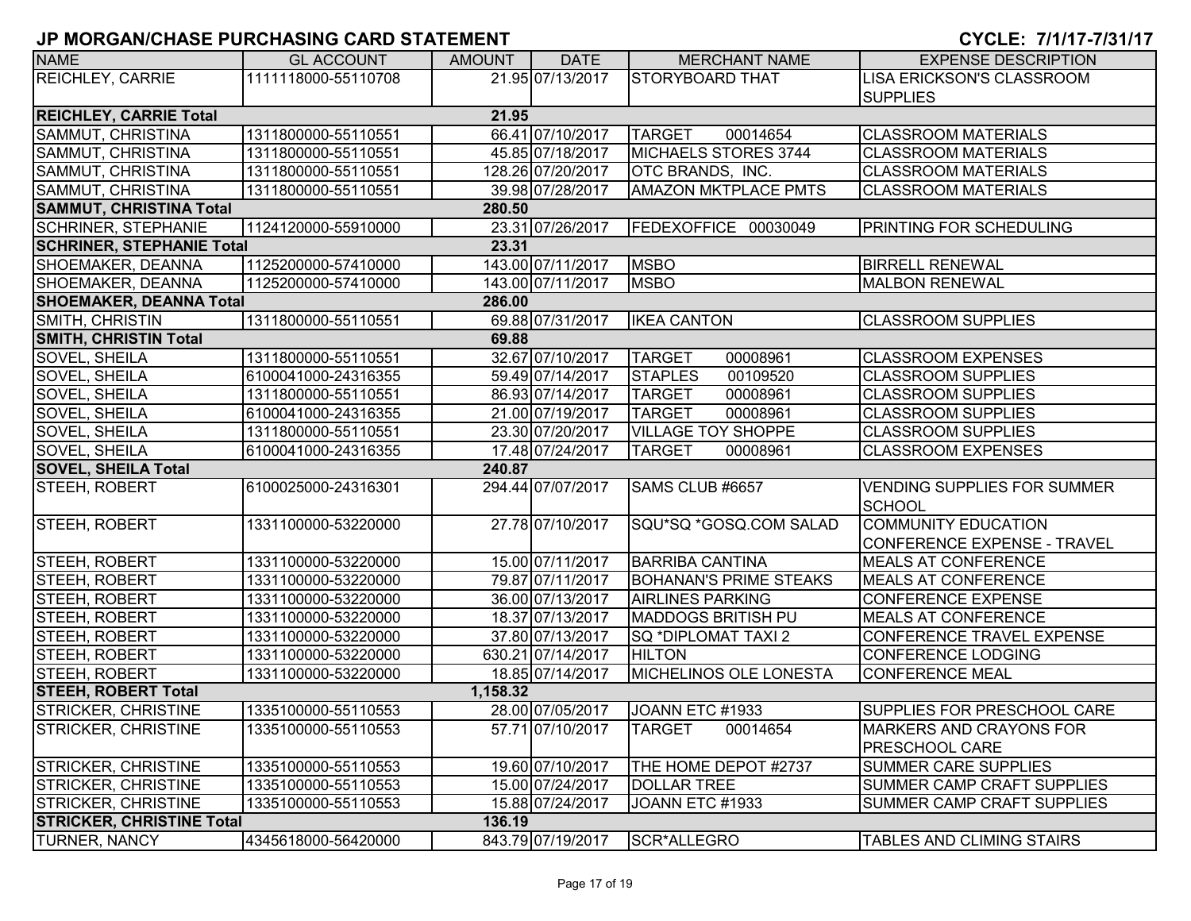## JP MORGAN/CHASE PURCHASING CARD STATEMENT

**CYCLE: 7/1/17-7/31/17**

| NAME | GL ACCOUNT | AMOUNT | DATE | MERCHANT NAME | EXPENSE DESCRIPTION |
|---|---|---|---|---|---|
| REICHLEY, CARRIE | 1111118000-55110708 | 21.95 | 07/13/2017 | STORYBOARD THAT | LISA ERICKSON'S CLASSROOM SUPPLIES |
| **REICHLEY, CARRIE Total** | | **21.95** | | | |
| SAMMUT, CHRISTINA | 1311800000-55110551 | 66.41 | 07/10/2017 | TARGET 00014654 | CLASSROOM MATERIALS |
| SAMMUT, CHRISTINA | 1311800000-55110551 | 45.85 | 07/18/2017 | MICHAELS STORES 3744 | CLASSROOM MATERIALS |
| SAMMUT, CHRISTINA | 1311800000-55110551 | 128.26 | 07/20/2017 | OTC BRANDS, INC. | CLASSROOM MATERIALS |
| SAMMUT, CHRISTINA | 1311800000-55110551 | 39.98 | 07/28/2017 | AMAZON MKTPLACE PMTS | CLASSROOM MATERIALS |
| **SAMMUT, CHRISTINA Total** | | **280.50** | | | |
| SCHRINER, STEPHANIE | 1124120000-55910000 | 23.31 | 07/26/2017 | FEDEXOFFICE 00030049 | PRINTING FOR SCHEDULING |
| **SCHRINER, STEPHANIE Total** | | **23.31** | | | |
| SHOEMAKER, DEANNA | 1125200000-57410000 | 143.00 | 07/11/2017 | MSBO | BIRRELL RENEWAL |
| SHOEMAKER, DEANNA | 1125200000-57410000 | 143.00 | 07/11/2017 | MSBO | MALBON RENEWAL |
| **SHOEMAKER, DEANNA Total** | | **286.00** | | | |
| SMITH, CHRISTIN | 1311800000-55110551 | 69.88 | 07/31/2017 | IKEA CANTON | CLASSROOM SUPPLIES |
| **SMITH, CHRISTIN Total** | | **69.88** | | | |
| SOVEL, SHEILA | 1311800000-55110551 | 32.67 | 07/10/2017 | TARGET 00008961 | CLASSROOM EXPENSES |
| SOVEL, SHEILA | 6100041000-24316355 | 59.49 | 07/14/2017 | STAPLES 00109520 | CLASSROOM SUPPLIES |
| SOVEL, SHEILA | 1311800000-55110551 | 86.93 | 07/14/2017 | TARGET 00008961 | CLASSROOM SUPPLIES |
| SOVEL, SHEILA | 6100041000-24316355 | 21.00 | 07/19/2017 | TARGET 00008961 | CLASSROOM SUPPLIES |
| SOVEL, SHEILA | 1311800000-55110551 | 23.30 | 07/20/2017 | VILLAGE TOY SHOPPE | CLASSROOM SUPPLIES |
| SOVEL, SHEILA | 6100041000-24316355 | 17.48 | 07/24/2017 | TARGET 00008961 | CLASSROOM EXPENSES |
| **SOVEL, SHEILA Total** | | **240.87** | | | |
| STEEH, ROBERT | 6100025000-24316301 | 294.44 | 07/07/2017 | SAMS CLUB #6657 | VENDING SUPPLIES FOR SUMMER SCHOOL |
| STEEH, ROBERT | 1331100000-53220000 | 27.78 | 07/10/2017 | SQU*SQ *GOSQ.COM SALAD | COMMUNITY EDUCATION CONFERENCE EXPENSE - TRAVEL |
| STEEH, ROBERT | 1331100000-53220000 | 15.00 | 07/11/2017 | BARRIBA CANTINA | MEALS AT CONFERENCE |
| STEEH, ROBERT | 1331100000-53220000 | 79.87 | 07/11/2017 | BOHANAN'S PRIME STEAKS | MEALS AT CONFERENCE |
| STEEH, ROBERT | 1331100000-53220000 | 36.00 | 07/13/2017 | AIRLINES PARKING | CONFERENCE EXPENSE |
| STEEH, ROBERT | 1331100000-53220000 | 18.37 | 07/13/2017 | MADDOGS BRITISH PU | MEALS AT CONFERENCE |
| STEEH, ROBERT | 1331100000-53220000 | 37.80 | 07/13/2017 | SQ *DIPLOMAT TAXI 2 | CONFERENCE TRAVEL EXPENSE |
| STEEH, ROBERT | 1331100000-53220000 | 630.21 | 07/14/2017 | HILTON | CONFERENCE LODGING |
| STEEH, ROBERT | 1331100000-53220000 | 18.85 | 07/14/2017 | MICHELINOS OLE LONESTA | CONFERENCE MEAL |
| **STEEH, ROBERT Total** | | **1,158.32** | | | |
| STRICKER, CHRISTINE | 1335100000-55110553 | 28.00 | 07/05/2017 | JOANN ETC #1933 | SUPPLIES FOR PRESCHOOL CARE |
| STRICKER, CHRISTINE | 1335100000-55110553 | 57.71 | 07/10/2017 | TARGET 00014654 | MARKERS AND CRAYONS FOR PRESCHOOL CARE |
| STRICKER, CHRISTINE | 1335100000-55110553 | 19.60 | 07/10/2017 | THE HOME DEPOT #2737 | SUMMER CARE SUPPLIES |
| STRICKER, CHRISTINE | 1335100000-55110553 | 15.00 | 07/24/2017 | DOLLAR TREE | SUMMER CAMP CRAFT SUPPLIES |
| STRICKER, CHRISTINE | 1335100000-55110553 | 15.88 | 07/24/2017 | JOANN ETC #1933 | SUMMER CAMP CRAFT SUPPLIES |
| **STRICKER, CHRISTINE Total** | | **136.19** | | | |
| TURNER, NANCY | 4345618000-56420000 | 843.79 | 07/19/2017 | SCR*ALLEGRO | TABLES AND CLIMING STAIRS |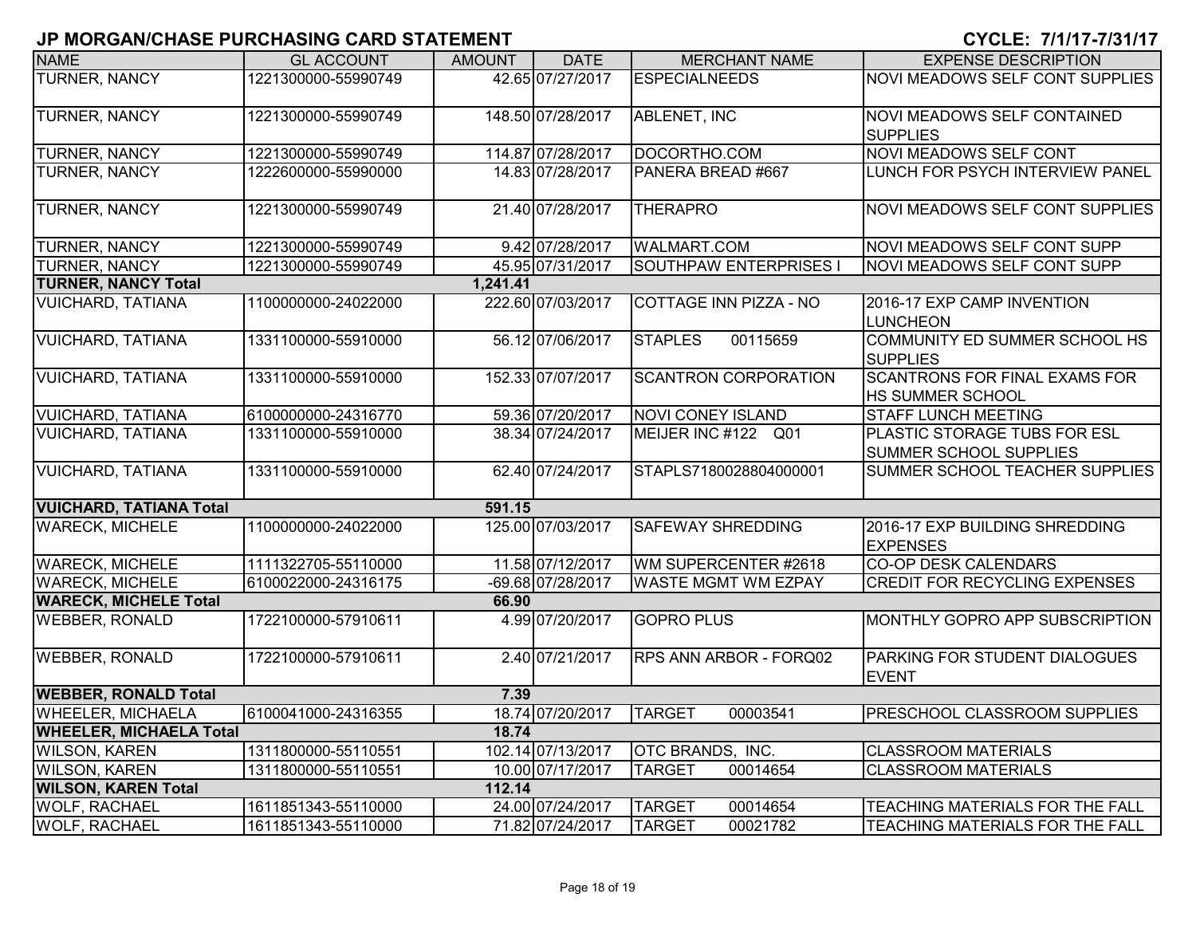# JP MORGAN/CHASE PURCHASING CARD STATEMENT

**CYCLE: 7/1/17-7/31/17**

| NAME | GL ACCOUNT | AMOUNT | DATE | MERCHANT NAME | EXPENSE DESCRIPTION |
|---|---|---|---|---|---|
| TURNER, NANCY | 1221300000-55990749 | 42.65 | 07/27/2017 | ESPECIALNEEDS | NOVI MEADOWS SELF CONT SUPPLIES |
| TURNER, NANCY | 1221300000-55990749 | 148.50 | 07/28/2017 | ABLENET, INC | NOVI MEADOWS SELF CONTAINED SUPPLIES |
| TURNER, NANCY | 1221300000-55990749 | 114.87 | 07/28/2017 | DOCORTHO.COM | NOVI MEADOWS SELF CONT |
| TURNER, NANCY | 1222600000-55990000 | 14.83 | 07/28/2017 | PANERA BREAD #667 | LUNCH FOR PSYCH INTERVIEW PANEL |
| TURNER, NANCY | 1221300000-55990749 | 21.40 | 07/28/2017 | THERAPRO | NOVI MEADOWS SELF CONT SUPPLIES |
| TURNER, NANCY | 1221300000-55990749 | 9.42 | 07/28/2017 | WALMART.COM | NOVI MEADOWS SELF CONT SUPP |
| TURNER, NANCY | 1221300000-55990749 | 45.95 | 07/31/2017 | SOUTHPAW ENTERPRISES I | NOVI MEADOWS SELF CONT SUPP |
| **TURNER, NANCY Total** | | **1,241.41** | | | |
| VUICHARD, TATIANA | 1100000000-24022000 | 222.60 | 07/03/2017 | COTTAGE INN PIZZA - NO | 2016-17 EXP CAMP INVENTION LUNCHEON |
| VUICHARD, TATIANA | 1331100000-55910000 | 56.12 | 07/06/2017 | STAPLES 00115659 | COMMUNITY ED SUMMER SCHOOL HS SUPPLIES |
| VUICHARD, TATIANA | 1331100000-55910000 | 152.33 | 07/07/2017 | SCANTRON CORPORATION | SCANTRONS FOR FINAL EXAMS FOR HS SUMMER SCHOOL |
| VUICHARD, TATIANA | 6100000000-24316770 | 59.36 | 07/20/2017 | NOVI CONEY ISLAND | STAFF LUNCH MEETING |
| VUICHARD, TATIANA | 1331100000-55910000 | 38.34 | 07/24/2017 | MEIJER INC #122 Q01 | PLASTIC STORAGE TUBS FOR ESL SUMMER SCHOOL SUPPLIES |
| VUICHARD, TATIANA | 1331100000-55910000 | 62.40 | 07/24/2017 | STAPLS7180028804000001 | SUMMER SCHOOL TEACHER SUPPLIES |
| **VUICHARD, TATIANA Total** | | **591.15** | | | |
| WARECK, MICHELE | 1100000000-24022000 | 125.00 | 07/03/2017 | SAFEWAY SHREDDING | 2016-17 EXP BUILDING SHREDDING EXPENSES |
| WARECK, MICHELE | 1111322705-55110000 | 11.58 | 07/12/2017 | WM SUPERCENTER #2618 | CO-OP DESK CALENDARS |
| WARECK, MICHELE | 6100022000-24316175 | -69.68 | 07/28/2017 | WASTE MGMT WM EZPAY | CREDIT FOR RECYCLING EXPENSES |
| **WARECK, MICHELE Total** | | **66.90** | | | |
| WEBBER, RONALD | 1722100000-57910611 | 4.99 | 07/20/2017 | GOPRO PLUS | MONTHLY GOPRO APP SUBSCRIPTION |
| WEBBER, RONALD | 1722100000-57910611 | 2.40 | 07/21/2017 | RPS ANN ARBOR - FORQ02 | PARKING FOR STUDENT DIALOGUES EVENT |
| **WEBBER, RONALD Total** | | **7.39** | | | |
| WHEELER, MICHAELA | 6100041000-24316355 | 18.74 | 07/20/2017 | TARGET 00003541 | PRESCHOOL CLASSROOM SUPPLIES |
| **WHEELER, MICHAELA Total** | | **18.74** | | | |
| WILSON, KAREN | 1311800000-55110551 | 102.14 | 07/13/2017 | OTC BRANDS, INC. | CLASSROOM MATERIALS |
| WILSON, KAREN | 1311800000-55110551 | 10.00 | 07/17/2017 | TARGET 00014654 | CLASSROOM MATERIALS |
| **WILSON, KAREN Total** | | **112.14** | | | |
| WOLF, RACHAEL | 1611851343-55110000 | 24.00 | 07/24/2017 | TARGET 00014654 | TEACHING MATERIALS FOR THE FALL |
| WOLF, RACHAEL | 1611851343-55110000 | 71.82 | 07/24/2017 | TARGET 00021782 | TEACHING MATERIALS FOR THE FALL |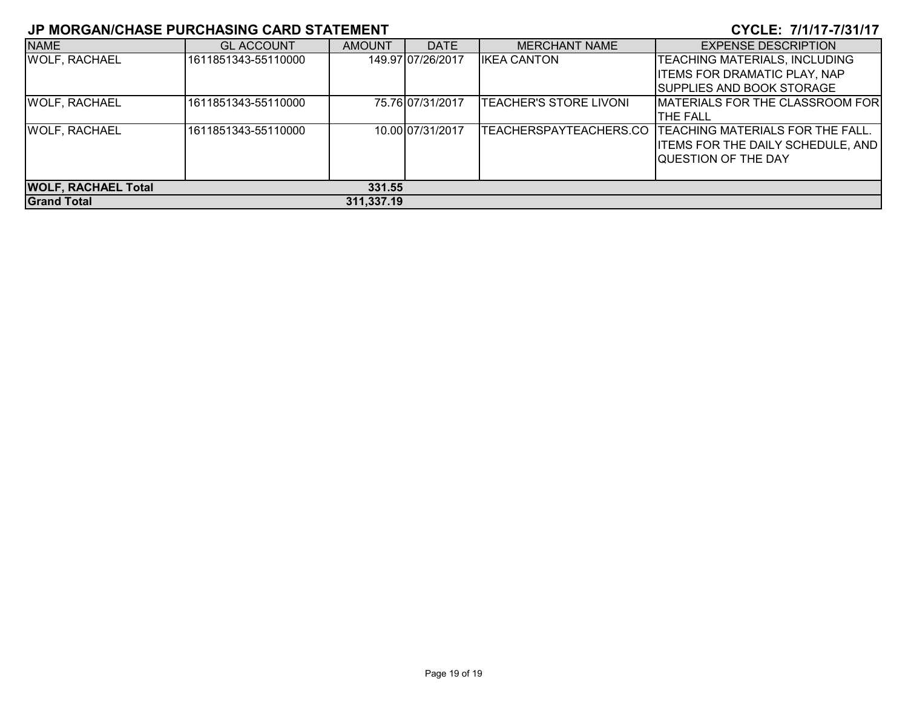**JP MORGAN/CHASE PURCHASING CARD STATEMENT** **CYCLE: 7/1/17-7/31/17**

| NAME | GL ACCOUNT | AMOUNT | DATE | MERCHANT NAME | EXPENSE DESCRIPTION |
|---|---|---|---|---|---|
| WOLF, RACHAEL | 1611851343-55110000 | 149.97 | 07/26/2017 | IKEA CANTON | TEACHING MATERIALS, INCLUDING ITEMS FOR DRAMATIC PLAY, NAP SUPPLIES AND BOOK STORAGE |
| WOLF, RACHAEL | 1611851343-55110000 | 75.76 | 07/31/2017 | TEACHER'S STORE LIVONI | MATERIALS FOR THE CLASSROOM FOR THE FALL |
| WOLF, RACHAEL | 1611851343-55110000 | 10.00 | 07/31/2017 | TEACHERSPAYTEACHERS.CO | TEACHING MATERIALS FOR THE FALL. ITEMS FOR THE DAILY SCHEDULE, AND QUESTION OF THE DAY |
| **WOLF, RACHAEL Total** | | **331.55** | | | |
| **Grand Total** | | **311,337.19** | | | |